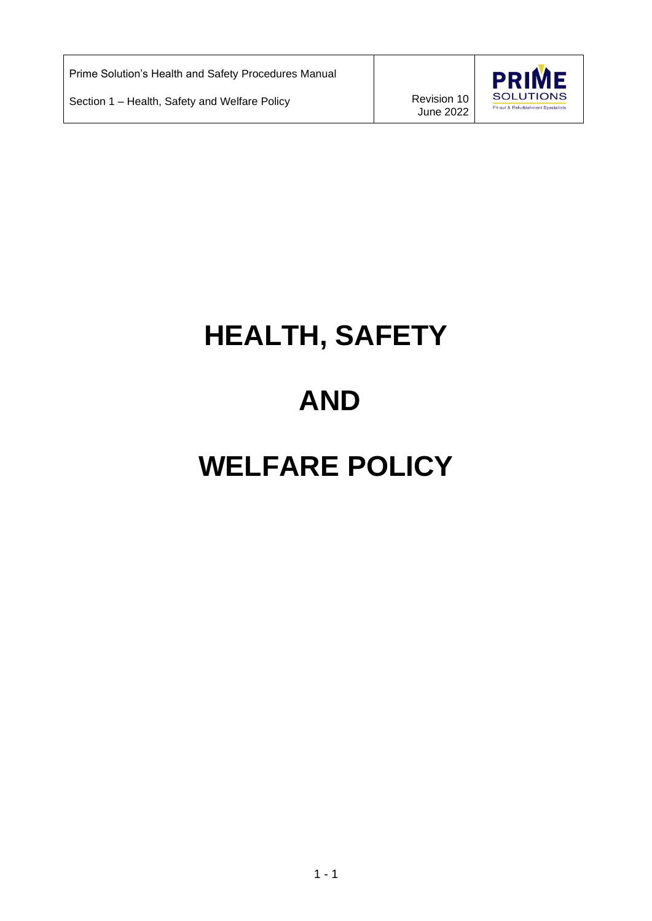# HEALTH, SAFETY

# AND

# WELFARE POLICY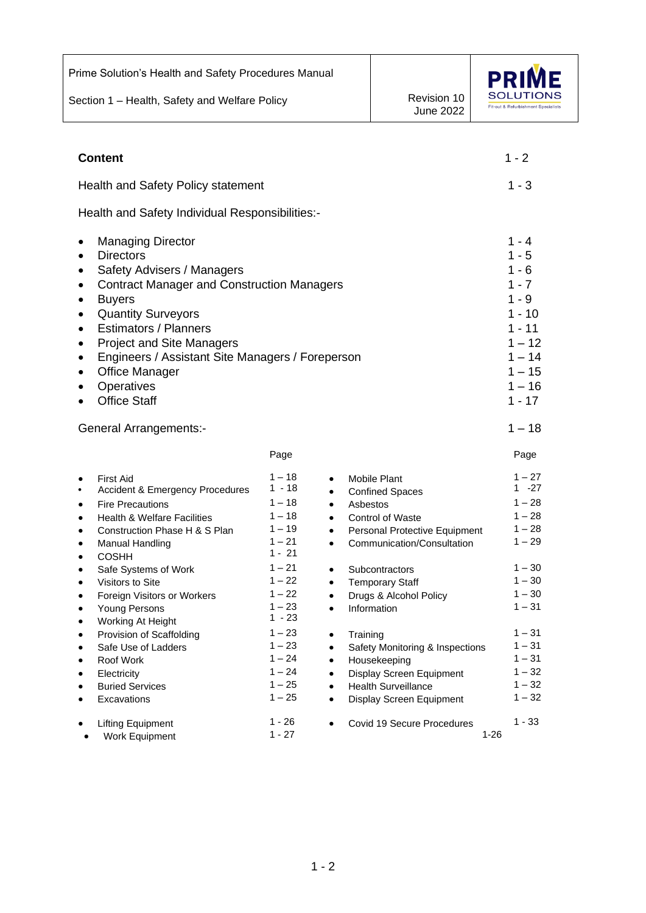| **Content** | 1 - 2 |
|---|---|
| Health and Safety Policy statement | 1 - 3 |
| Health and Safety Individual Responsibilities:- | |
| • Managing Director | 1 - 4 |
| • Directors | 1 - 5 |
| • Safety Advisers / Managers | 1 - 6 |
| • Contract Manager and Construction Managers | 1 - 7 |
| • Buyers | 1 - 9 |
| • Quantity Surveyors | 1 - 10 |
| • Estimators / Planners | 1 - 11 |
| • Project and Site Managers | 1 – 12 |
| • Engineers / Assistant Site Managers / Foreperson | 1 – 14 |
| • Office Manager | 1 – 15 |
| • Operatives | 1 – 16 |
| • Office Staff | 1 - 17 |
| General Arrangements:- | 1 – 18 |

| | Page | | Page |
|---|---|---|---|
| • First Aid | 1 – 18 | • Mobile Plant | 1 – 27 |
| • Accident & Emergency Procedures | 1 - 18 | • Confined Spaces | 1 -27 |
| • Fire Precautions | 1 – 18 | • Asbestos | 1 – 28 |
| • Health & Welfare Facilities | 1 – 18 | • Control of Waste | 1 – 28 |
| • Construction Phase H & S Plan | 1 – 19 | • Personal Protective Equipment | 1 – 28 |
| • Manual Handling | 1 – 21 | • Communication/Consultation | 1 – 29 |
| • COSHH | 1 - 21 | | |
| • Safe Systems of Work | 1 – 21 | • Subcontractors | 1 – 30 |
| • Visitors to Site | 1 – 22 | • Temporary Staff | 1 – 30 |
| • Foreign Visitors or Workers | 1 – 22 | • Drugs & Alcohol Policy | 1 – 30 |
| • Young Persons | 1 – 23 | • Information | 1 – 31 |
| • Working At Height | 1 - 23 | | |
| • Provision of Scaffolding | 1 – 23 | • Training | 1 – 31 |
| • Safe Use of Ladders | 1 – 23 | • Safety Monitoring & Inspections | 1 – 31 |
| • Roof Work | 1 – 24 | • Housekeeping | 1 – 31 |
| • Electricity | 1 – 24 | • Display Screen Equipment | 1 – 32 |
| • Buried Services | 1 – 25 | • Health Surveillance | 1 – 32 |
| • Excavations | 1 – 25 | • Display Screen Equipment | 1 – 32 |
| • Lifting Equipment | 1 - 26 | • Covid 19 Secure Procedures | 1 - 33 |
| • Work Equipment | 1 - 27 | | 1-26 |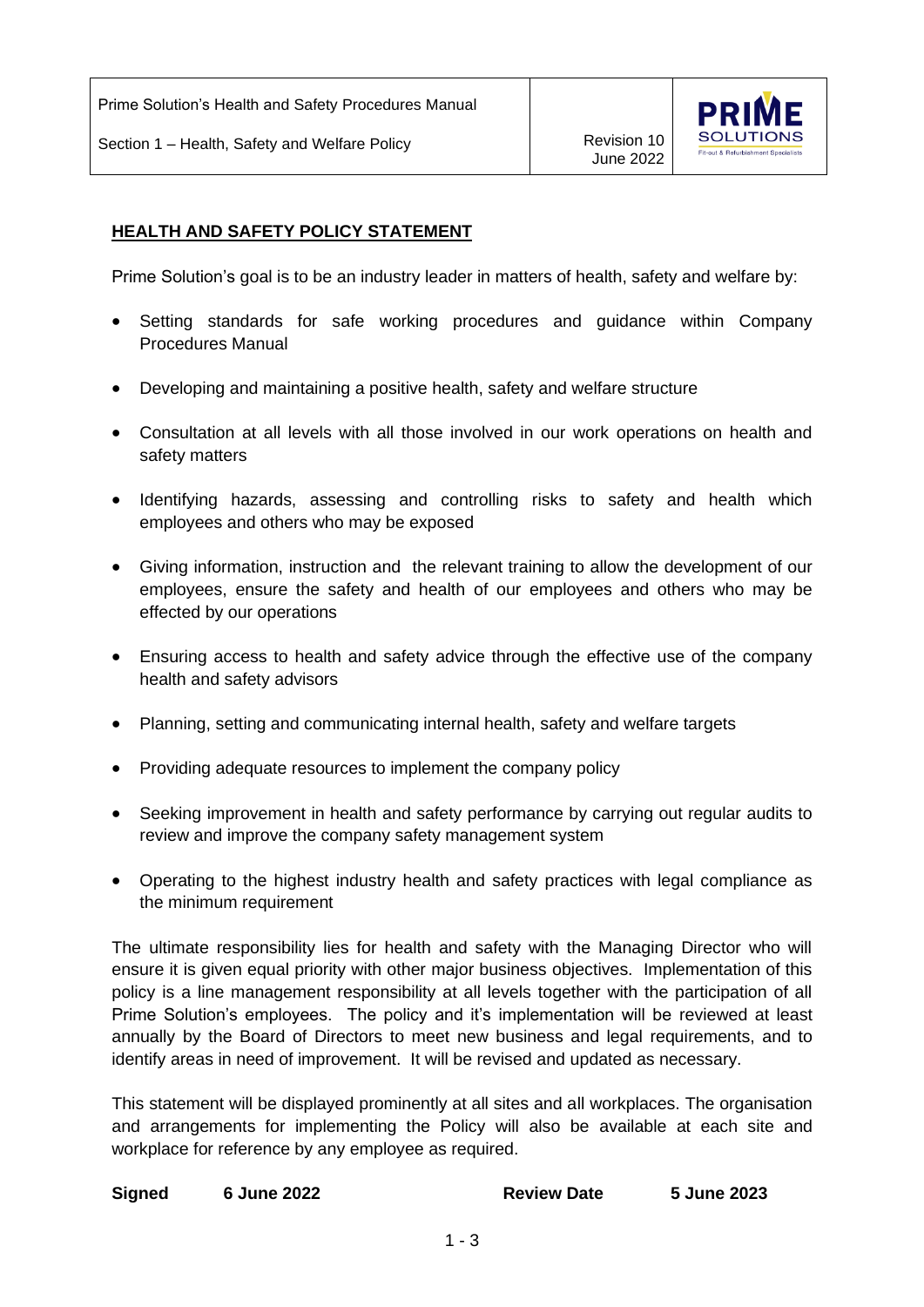## HEALTH AND SAFETY POLICY STATEMENT

Prime Solution's goal is to be an industry leader in matters of health, safety and welfare by:

- Setting standards for safe working procedures and guidance within Company Procedures Manual
- Developing and maintaining a positive health, safety and welfare structure
- Consultation at all levels with all those involved in our work operations on health and safety matters
- Identifying hazards, assessing and controlling risks to safety and health which employees and others who may be exposed
- Giving information, instruction and the relevant training to allow the development of our employees, ensure the safety and health of our employees and others who may be effected by our operations
- Ensuring access to health and safety advice through the effective use of the company health and safety advisors
- Planning, setting and communicating internal health, safety and welfare targets
- Providing adequate resources to implement the company policy
- Seeking improvement in health and safety performance by carrying out regular audits to review and improve the company safety management system
- Operating to the highest industry health and safety practices with legal compliance as the minimum requirement

The ultimate responsibility lies for health and safety with the Managing Director who will ensure it is given equal priority with other major business objectives. Implementation of this policy is a line management responsibility at all levels together with the participation of all Prime Solution's employees. The policy and it's implementation will be reviewed at least annually by the Board of Directors to meet new business and legal requirements, and to identify areas in need of improvement. It will be revised and updated as necessary.

This statement will be displayed prominently at all sites and all workplaces. The organisation and arrangements for implementing the Policy will also be available at each site and workplace for reference by any employee as required.

**Signed** **6 June 2022** **Review Date** **5 June 2023**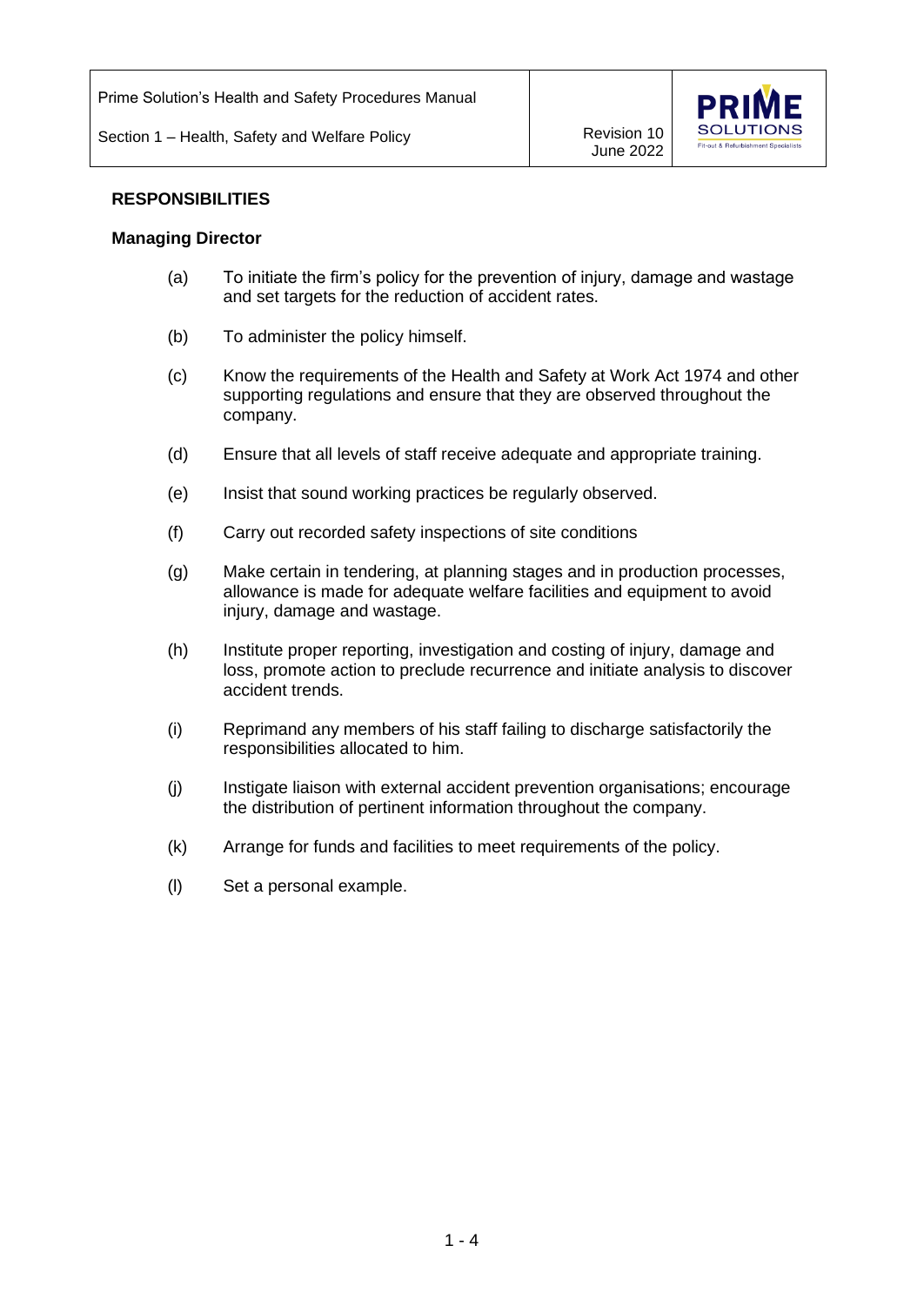## RESPONSIBILITIES

### Managing Director

(a) To initiate the firm's policy for the prevention of injury, damage and wastage and set targets for the reduction of accident rates.

(b) To administer the policy himself.

(c) Know the requirements of the Health and Safety at Work Act 1974 and other supporting regulations and ensure that they are observed throughout the company.

(d) Ensure that all levels of staff receive adequate and appropriate training.

(e) Insist that sound working practices be regularly observed.

(f) Carry out recorded safety inspections of site conditions

(g) Make certain in tendering, at planning stages and in production processes, allowance is made for adequate welfare facilities and equipment to avoid injury, damage and wastage.

(h) Institute proper reporting, investigation and costing of injury, damage and loss, promote action to preclude recurrence and initiate analysis to discover accident trends.

(i) Reprimand any members of his staff failing to discharge satisfactorily the responsibilities allocated to him.

(j) Instigate liaison with external accident prevention organisations; encourage the distribution of pertinent information throughout the company.

(k) Arrange for funds and facilities to meet requirements of the policy.

(l) Set a personal example.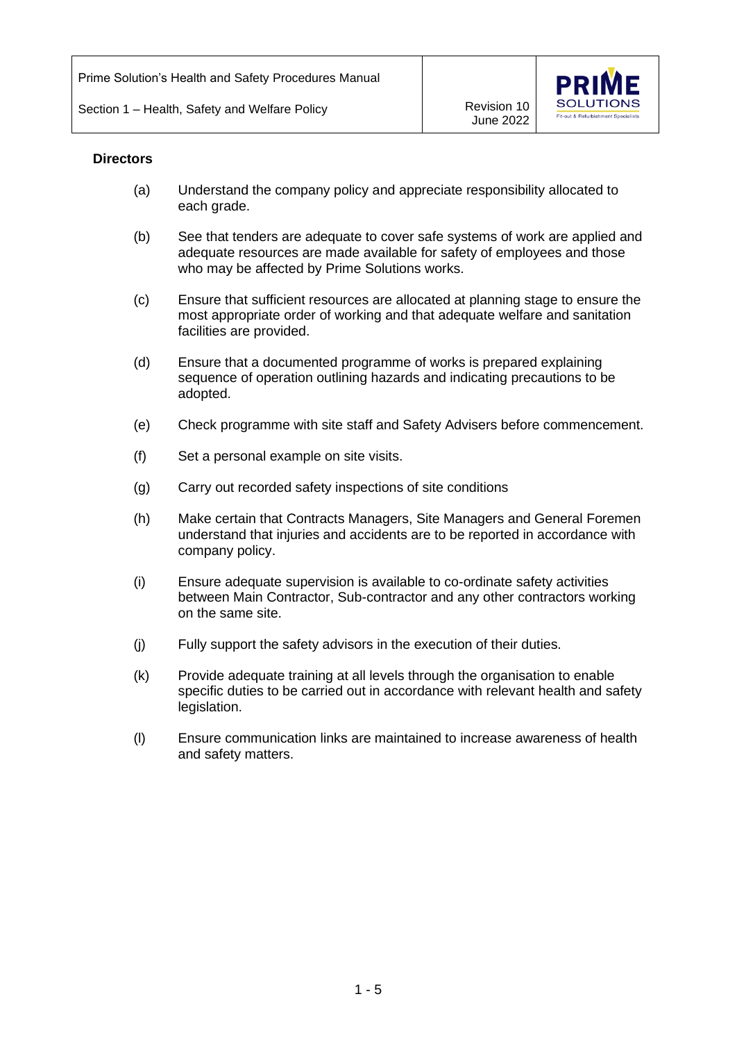**Directors**

(a) Understand the company policy and appreciate responsibility allocated to each grade.

(b) See that tenders are adequate to cover safe systems of work are applied and adequate resources are made available for safety of employees and those who may be affected by Prime Solutions works.

(c) Ensure that sufficient resources are allocated at planning stage to ensure the most appropriate order of working and that adequate welfare and sanitation facilities are provided.

(d) Ensure that a documented programme of works is prepared explaining sequence of operation outlining hazards and indicating precautions to be adopted.

(e) Check programme with site staff and Safety Advisers before commencement.

(f) Set a personal example on site visits.

(g) Carry out recorded safety inspections of site conditions

(h) Make certain that Contracts Managers, Site Managers and General Foremen understand that injuries and accidents are to be reported in accordance with company policy.

(i) Ensure adequate supervision is available to co-ordinate safety activities between Main Contractor, Sub-contractor and any other contractors working on the same site.

(j) Fully support the safety advisors in the execution of their duties.

(k) Provide adequate training at all levels through the organisation to enable specific duties to be carried out in accordance with relevant health and safety legislation.

(l) Ensure communication links are maintained to increase awareness of health and safety matters.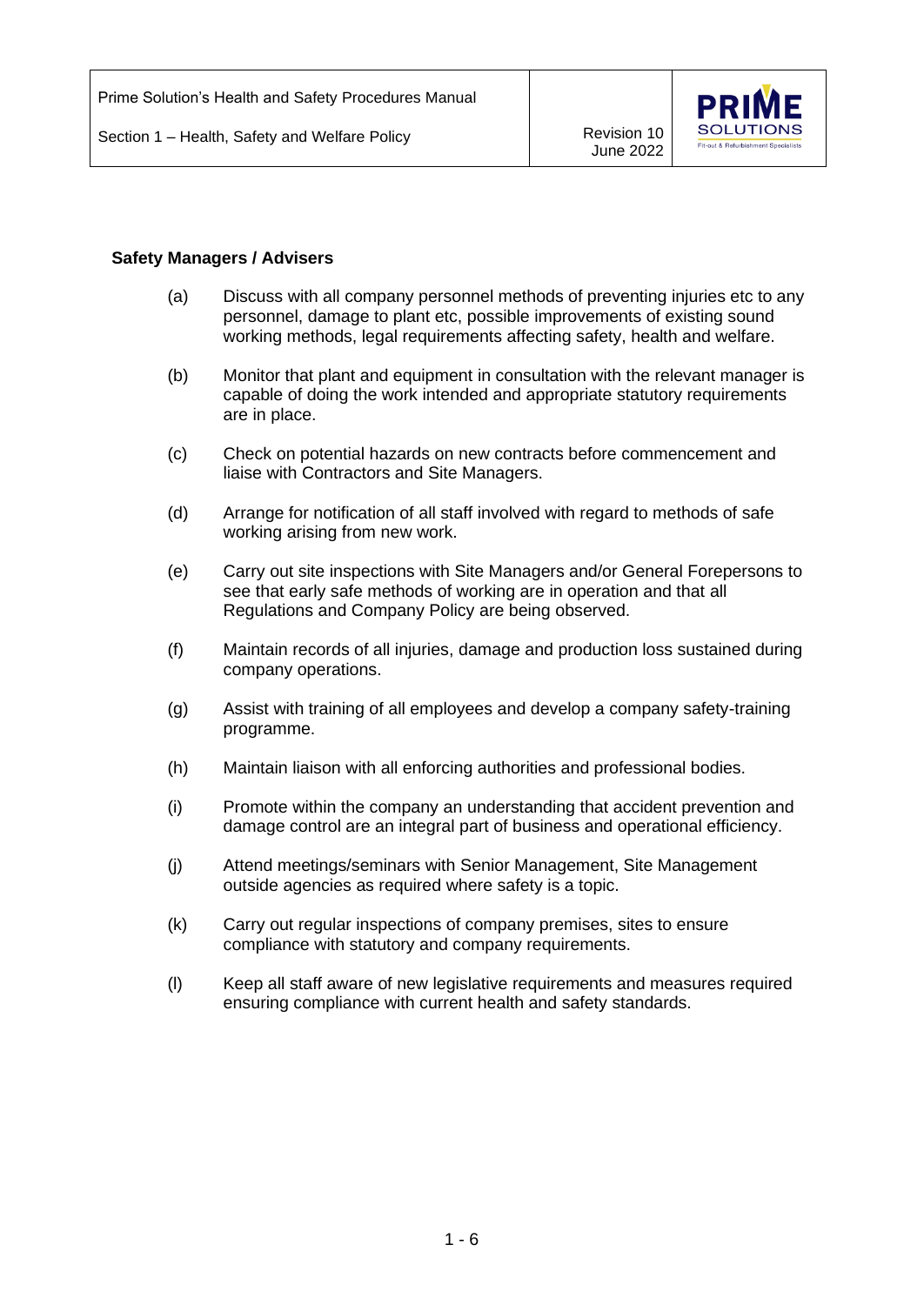**Safety Managers / Advisers**

(a) Discuss with all company personnel methods of preventing injuries etc to any personnel, damage to plant etc, possible improvements of existing sound working methods, legal requirements affecting safety, health and welfare.

(b) Monitor that plant and equipment in consultation with the relevant manager is capable of doing the work intended and appropriate statutory requirements are in place.

(c) Check on potential hazards on new contracts before commencement and liaise with Contractors and Site Managers.

(d) Arrange for notification of all staff involved with regard to methods of safe working arising from new work.

(e) Carry out site inspections with Site Managers and/or General Forepersons to see that early safe methods of working are in operation and that all Regulations and Company Policy are being observed.

(f) Maintain records of all injuries, damage and production loss sustained during company operations.

(g) Assist with training of all employees and develop a company safety-training programme.

(h) Maintain liaison with all enforcing authorities and professional bodies.

(i) Promote within the company an understanding that accident prevention and damage control are an integral part of business and operational efficiency.

(j) Attend meetings/seminars with Senior Management, Site Management outside agencies as required where safety is a topic.

(k) Carry out regular inspections of company premises, sites to ensure compliance with statutory and company requirements.

(l) Keep all staff aware of new legislative requirements and measures required ensuring compliance with current health and safety standards.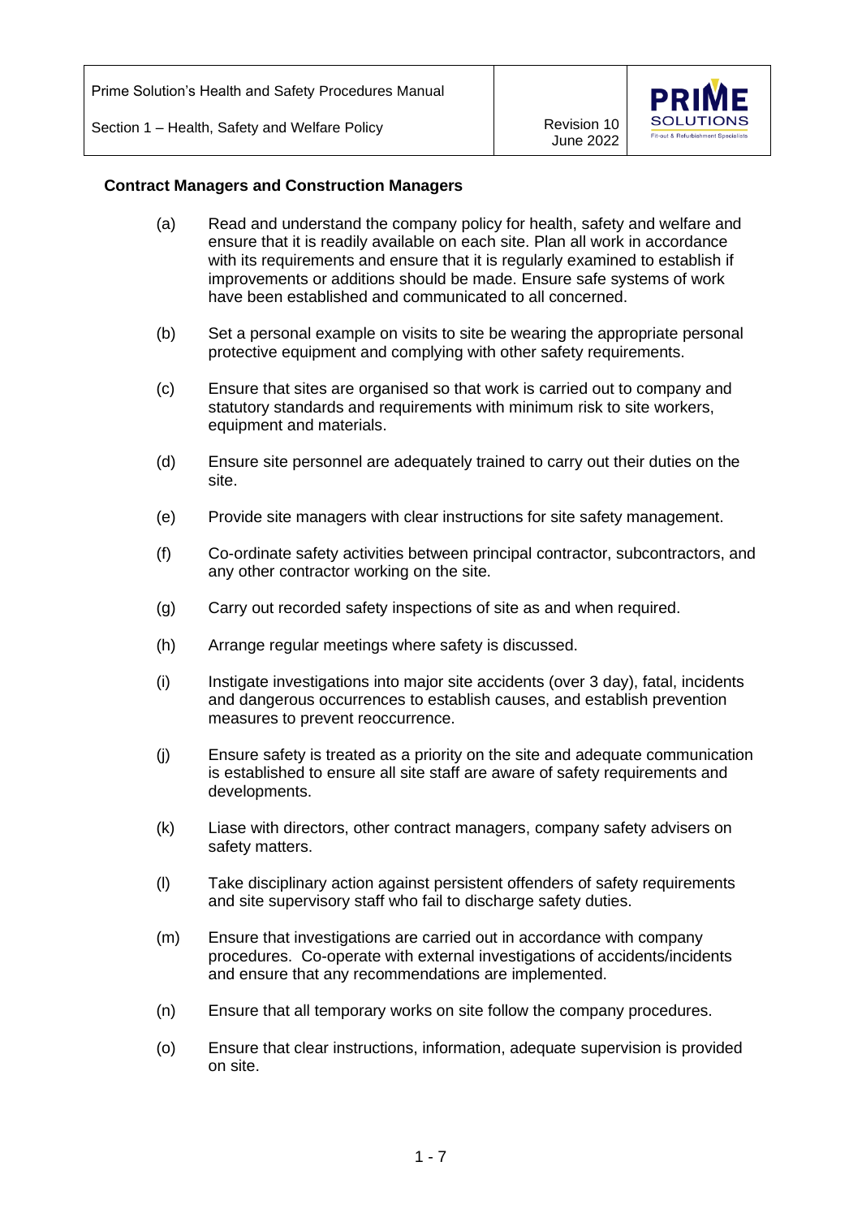**Contract Managers and Construction Managers**

(a) Read and understand the company policy for health, safety and welfare and ensure that it is readily available on each site. Plan all work in accordance with its requirements and ensure that it is regularly examined to establish if improvements or additions should be made. Ensure safe systems of work have been established and communicated to all concerned.

(b) Set a personal example on visits to site be wearing the appropriate personal protective equipment and complying with other safety requirements.

(c) Ensure that sites are organised so that work is carried out to company and statutory standards and requirements with minimum risk to site workers, equipment and materials.

(d) Ensure site personnel are adequately trained to carry out their duties on the site.

(e) Provide site managers with clear instructions for site safety management.

(f) Co-ordinate safety activities between principal contractor, subcontractors, and any other contractor working on the site.

(g) Carry out recorded safety inspections of site as and when required.

(h) Arrange regular meetings where safety is discussed.

(i) Instigate investigations into major site accidents (over 3 day), fatal, incidents and dangerous occurrences to establish causes, and establish prevention measures to prevent reoccurrence.

(j) Ensure safety is treated as a priority on the site and adequate communication is established to ensure all site staff are aware of safety requirements and developments.

(k) Liase with directors, other contract managers, company safety advisers on safety matters.

(l) Take disciplinary action against persistent offenders of safety requirements and site supervisory staff who fail to discharge safety duties.

(m) Ensure that investigations are carried out in accordance with company procedures. Co-operate with external investigations of accidents/incidents and ensure that any recommendations are implemented.

(n) Ensure that all temporary works on site follow the company procedures.

(o) Ensure that clear instructions, information, adequate supervision is provided on site.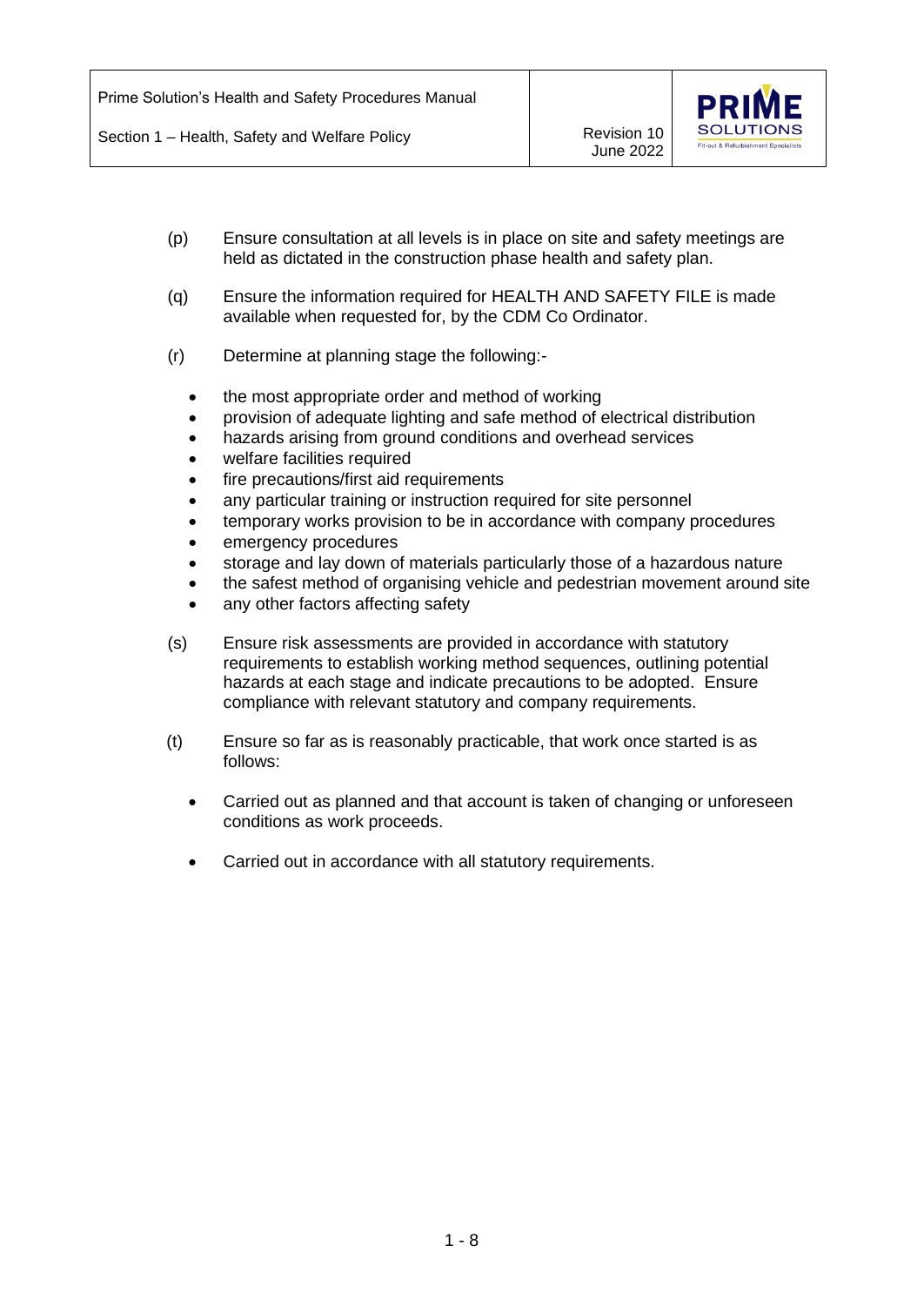(p) Ensure consultation at all levels is in place on site and safety meetings are held as dictated in the construction phase health and safety plan.

(q) Ensure the information required for HEALTH AND SAFETY FILE is made available when requested for, by the CDM Co Ordinator.

(r) Determine at planning stage the following:-

- the most appropriate order and method of working
- provision of adequate lighting and safe method of electrical distribution
- hazards arising from ground conditions and overhead services
- welfare facilities required
- fire precautions/first aid requirements
- any particular training or instruction required for site personnel
- temporary works provision to be in accordance with company procedures
- emergency procedures
- storage and lay down of materials particularly those of a hazardous nature
- the safest method of organising vehicle and pedestrian movement around site
- any other factors affecting safety

(s) Ensure risk assessments are provided in accordance with statutory requirements to establish working method sequences, outlining potential hazards at each stage and indicate precautions to be adopted. Ensure compliance with relevant statutory and company requirements.

(t) Ensure so far as is reasonably practicable, that work once started is as follows:

- Carried out as planned and that account is taken of changing or unforeseen conditions as work proceeds.
- Carried out in accordance with all statutory requirements.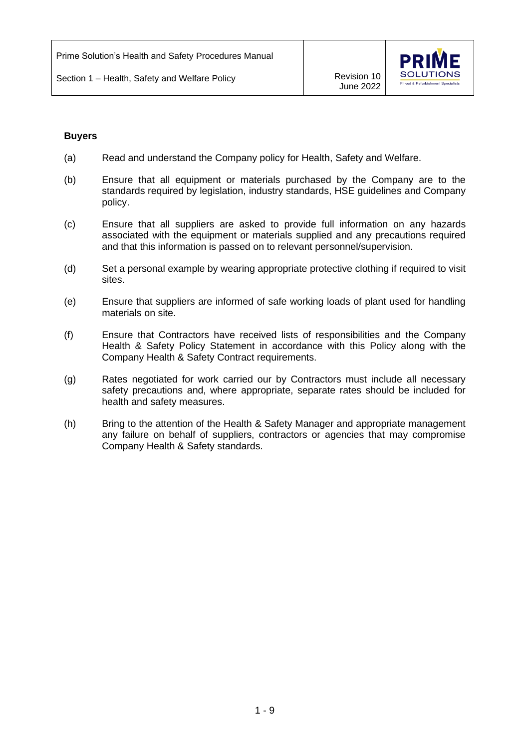**Buyers**

(a) Read and understand the Company policy for Health, Safety and Welfare.

(b) Ensure that all equipment or materials purchased by the Company are to the standards required by legislation, industry standards, HSE guidelines and Company policy.

(c) Ensure that all suppliers are asked to provide full information on any hazards associated with the equipment or materials supplied and any precautions required and that this information is passed on to relevant personnel/supervision.

(d) Set a personal example by wearing appropriate protective clothing if required to visit sites.

(e) Ensure that suppliers are informed of safe working loads of plant used for handling materials on site.

(f) Ensure that Contractors have received lists of responsibilities and the Company Health & Safety Policy Statement in accordance with this Policy along with the Company Health & Safety Contract requirements.

(g) Rates negotiated for work carried our by Contractors must include all necessary safety precautions and, where appropriate, separate rates should be included for health and safety measures.

(h) Bring to the attention of the Health & Safety Manager and appropriate management any failure on behalf of suppliers, contractors or agencies that may compromise Company Health & Safety standards.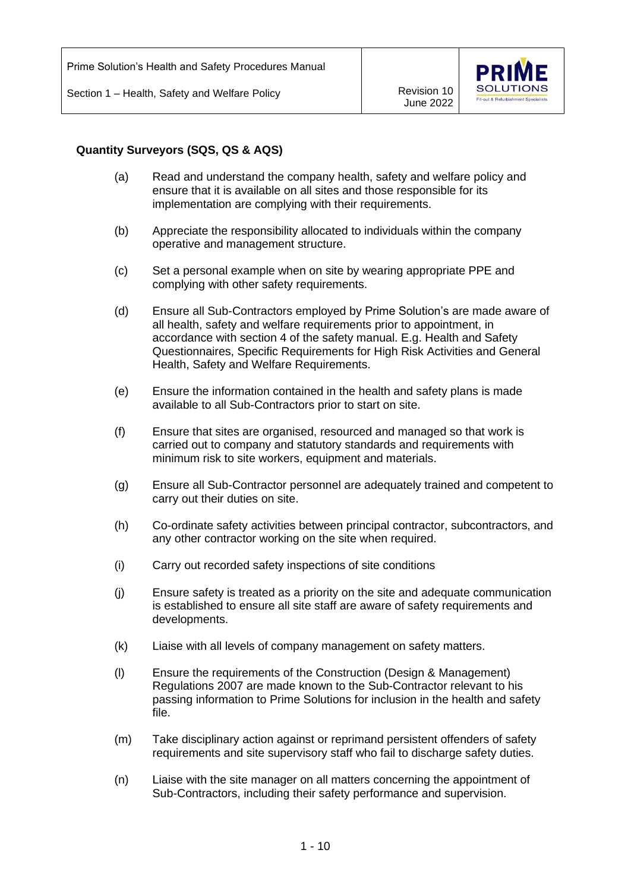**Quantity Surveyors (SQS, QS & AQS)**

(a) Read and understand the company health, safety and welfare policy and ensure that it is available on all sites and those responsible for its implementation are complying with their requirements.

(b) Appreciate the responsibility allocated to individuals within the company operative and management structure.

(c) Set a personal example when on site by wearing appropriate PPE and complying with other safety requirements.

(d) Ensure all Sub-Contractors employed by Prime Solution's are made aware of all health, safety and welfare requirements prior to appointment, in accordance with section 4 of the safety manual. E.g. Health and Safety Questionnaires, Specific Requirements for High Risk Activities and General Health, Safety and Welfare Requirements.

(e) Ensure the information contained in the health and safety plans is made available to all Sub-Contractors prior to start on site.

(f) Ensure that sites are organised, resourced and managed so that work is carried out to company and statutory standards and requirements with minimum risk to site workers, equipment and materials.

(g) Ensure all Sub-Contractor personnel are adequately trained and competent to carry out their duties on site.

(h) Co-ordinate safety activities between principal contractor, subcontractors, and any other contractor working on the site when required.

(i) Carry out recorded safety inspections of site conditions

(j) Ensure safety is treated as a priority on the site and adequate communication is established to ensure all site staff are aware of safety requirements and developments.

(k) Liaise with all levels of company management on safety matters.

(l) Ensure the requirements of the Construction (Design & Management) Regulations 2007 are made known to the Sub-Contractor relevant to his passing information to Prime Solutions for inclusion in the health and safety file.

(m) Take disciplinary action against or reprimand persistent offenders of safety requirements and site supervisory staff who fail to discharge safety duties.

(n) Liaise with the site manager on all matters concerning the appointment of Sub-Contractors, including their safety performance and supervision.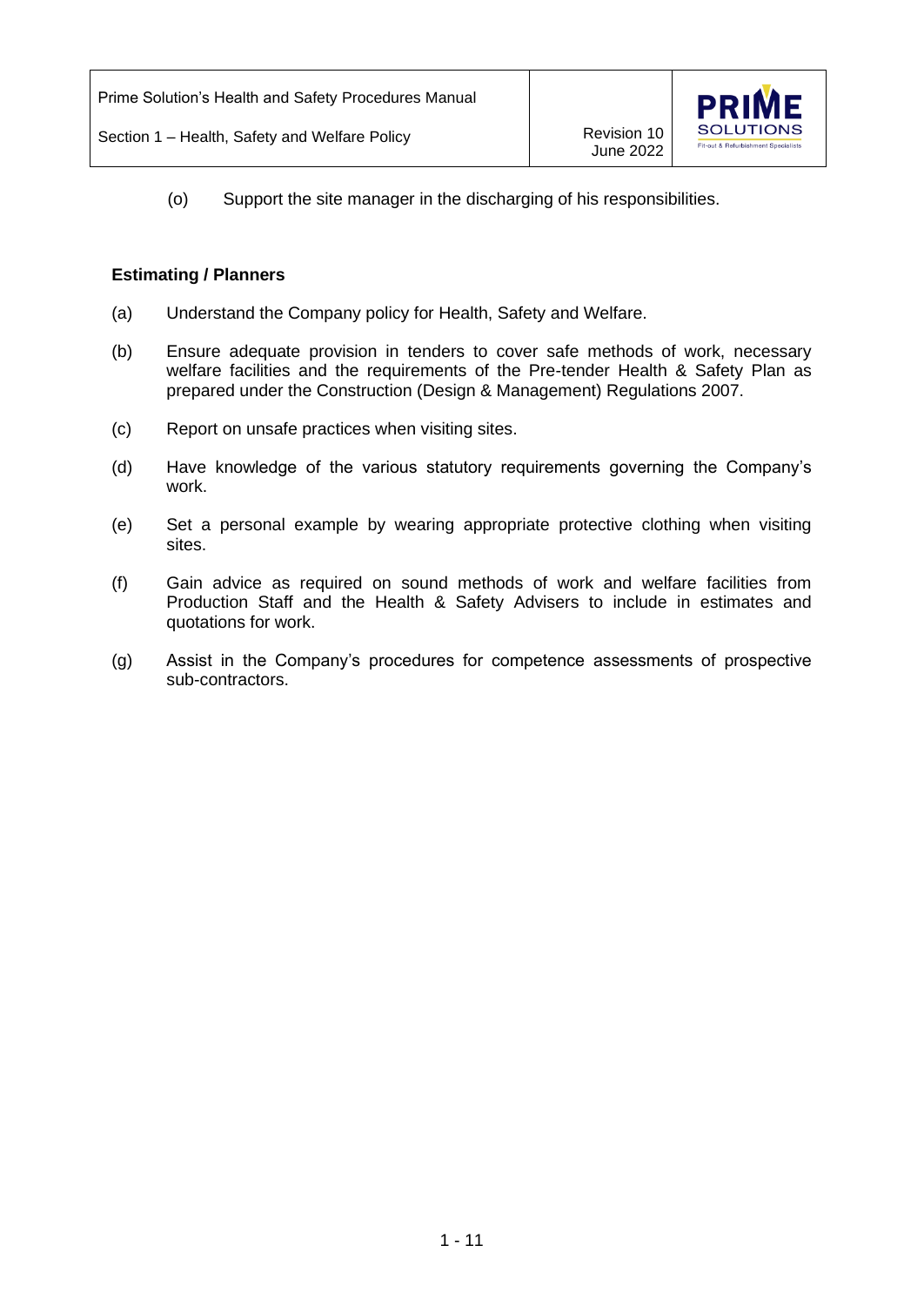(o) Support the site manager in the discharging of his responsibilities.

**Estimating / Planners**

(a) Understand the Company policy for Health, Safety and Welfare.

(b) Ensure adequate provision in tenders to cover safe methods of work, necessary welfare facilities and the requirements of the Pre-tender Health & Safety Plan as prepared under the Construction (Design & Management) Regulations 2007.

(c) Report on unsafe practices when visiting sites.

(d) Have knowledge of the various statutory requirements governing the Company's work.

(e) Set a personal example by wearing appropriate protective clothing when visiting sites.

(f) Gain advice as required on sound methods of work and welfare facilities from Production Staff and the Health & Safety Advisers to include in estimates and quotations for work.

(g) Assist in the Company's procedures for competence assessments of prospective sub-contractors.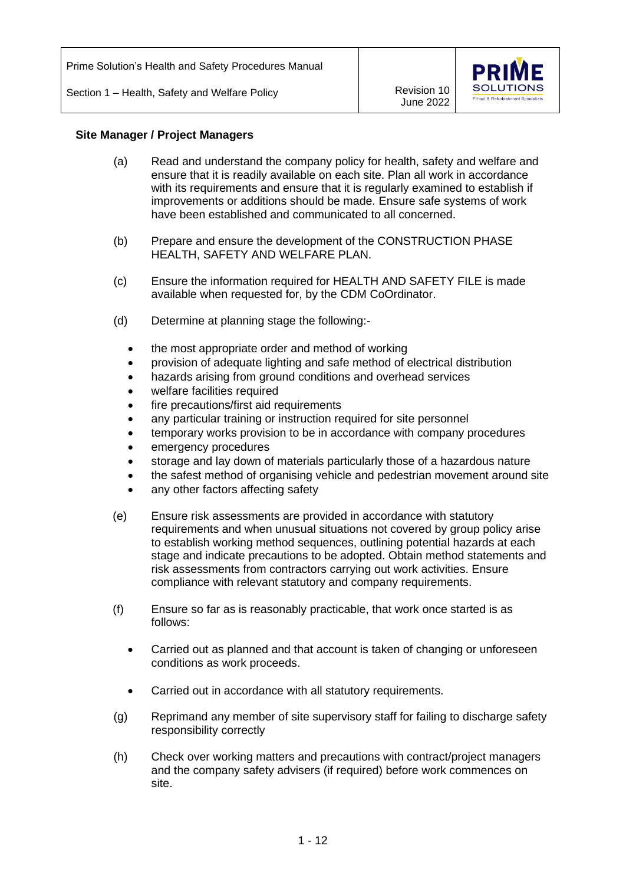**Site Manager / Project Managers**

(a) Read and understand the company policy for health, safety and welfare and ensure that it is readily available on each site. Plan all work in accordance with its requirements and ensure that it is regularly examined to establish if improvements or additions should be made. Ensure safe systems of work have been established and communicated to all concerned.

(b) Prepare and ensure the development of the CONSTRUCTION PHASE HEALTH, SAFETY AND WELFARE PLAN.

(c) Ensure the information required for HEALTH AND SAFETY FILE is made available when requested for, by the CDM CoOrdinator.

(d) Determine at planning stage the following:-

- the most appropriate order and method of working
- provision of adequate lighting and safe method of electrical distribution
- hazards arising from ground conditions and overhead services
- welfare facilities required
- fire precautions/first aid requirements
- any particular training or instruction required for site personnel
- temporary works provision to be in accordance with company procedures
- emergency procedures
- storage and lay down of materials particularly those of a hazardous nature
- the safest method of organising vehicle and pedestrian movement around site
- any other factors affecting safety

(e) Ensure risk assessments are provided in accordance with statutory requirements and when unusual situations not covered by group policy arise to establish working method sequences, outlining potential hazards at each stage and indicate precautions to be adopted. Obtain method statements and risk assessments from contractors carrying out work activities. Ensure compliance with relevant statutory and company requirements.

(f) Ensure so far as is reasonably practicable, that work once started is as follows:

- Carried out as planned and that account is taken of changing or unforeseen conditions as work proceeds.
- Carried out in accordance with all statutory requirements.

(g) Reprimand any member of site supervisory staff for failing to discharge safety responsibility correctly

(h) Check over working matters and precautions with contract/project managers and the company safety advisers (if required) before work commences on site.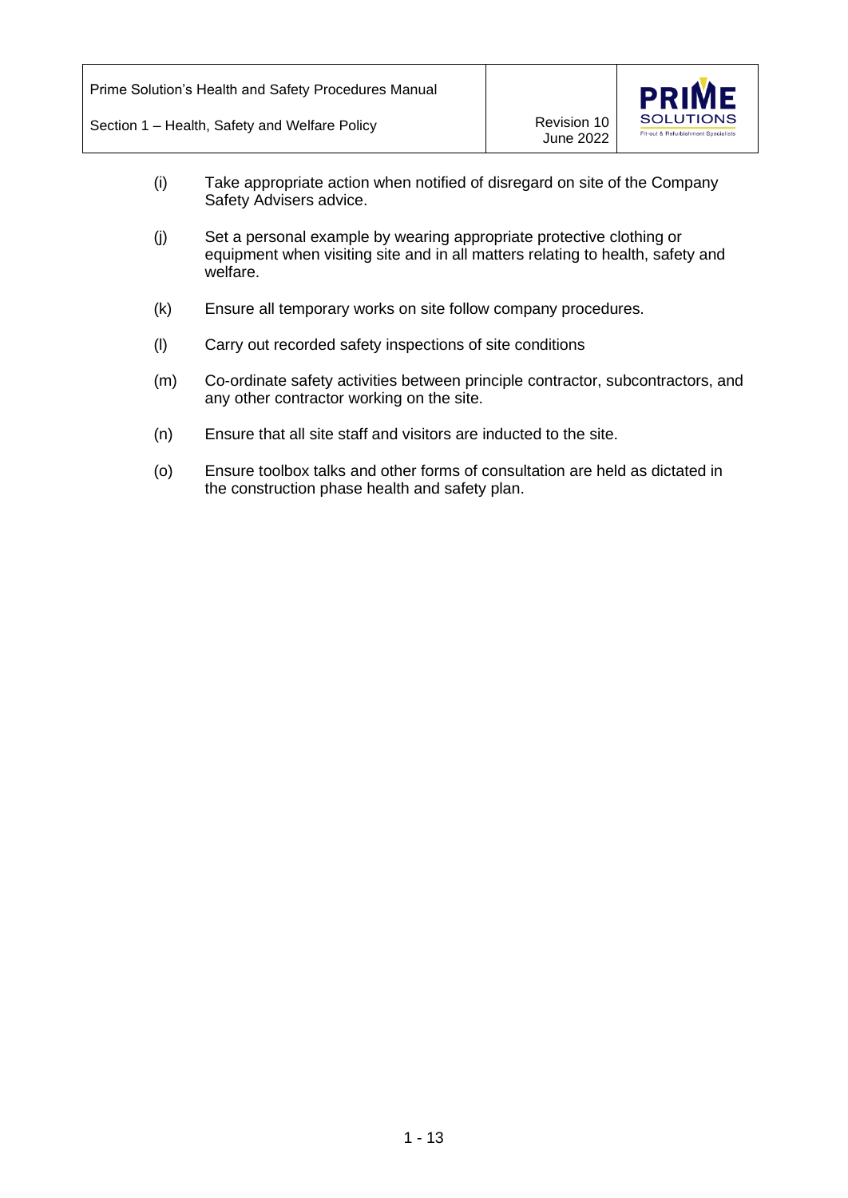(i) Take appropriate action when notified of disregard on site of the Company Safety Advisers advice.

(j) Set a personal example by wearing appropriate protective clothing or equipment when visiting site and in all matters relating to health, safety and welfare.

(k) Ensure all temporary works on site follow company procedures.

(l) Carry out recorded safety inspections of site conditions

(m) Co-ordinate safety activities between principle contractor, subcontractors, and any other contractor working on the site.

(n) Ensure that all site staff and visitors are inducted to the site.

(o) Ensure toolbox talks and other forms of consultation are held as dictated in the construction phase health and safety plan.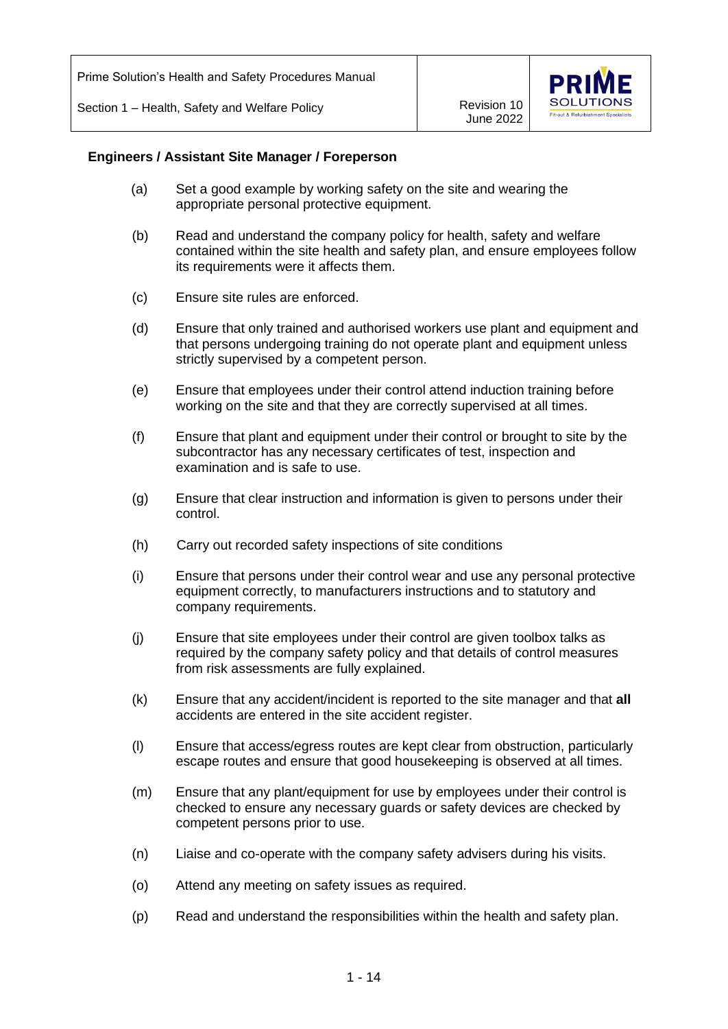**Engineers / Assistant Site Manager / Foreperson**

(a) Set a good example by working safety on the site and wearing the appropriate personal protective equipment.

(b) Read and understand the company policy for health, safety and welfare contained within the site health and safety plan, and ensure employees follow its requirements were it affects them.

(c) Ensure site rules are enforced.

(d) Ensure that only trained and authorised workers use plant and equipment and that persons undergoing training do not operate plant and equipment unless strictly supervised by a competent person.

(e) Ensure that employees under their control attend induction training before working on the site and that they are correctly supervised at all times.

(f) Ensure that plant and equipment under their control or brought to site by the subcontractor has any necessary certificates of test, inspection and examination and is safe to use.

(g) Ensure that clear instruction and information is given to persons under their control.

(h) Carry out recorded safety inspections of site conditions

(i) Ensure that persons under their control wear and use any personal protective equipment correctly, to manufacturers instructions and to statutory and company requirements.

(j) Ensure that site employees under their control are given toolbox talks as required by the company safety policy and that details of control measures from risk assessments are fully explained.

(k) Ensure that any accident/incident is reported to the site manager and that **all** accidents are entered in the site accident register.

(l) Ensure that access/egress routes are kept clear from obstruction, particularly escape routes and ensure that good housekeeping is observed at all times.

(m) Ensure that any plant/equipment for use by employees under their control is checked to ensure any necessary guards or safety devices are checked by competent persons prior to use.

(n) Liaise and co-operate with the company safety advisers during his visits.

(o) Attend any meeting on safety issues as required.

(p) Read and understand the responsibilities within the health and safety plan.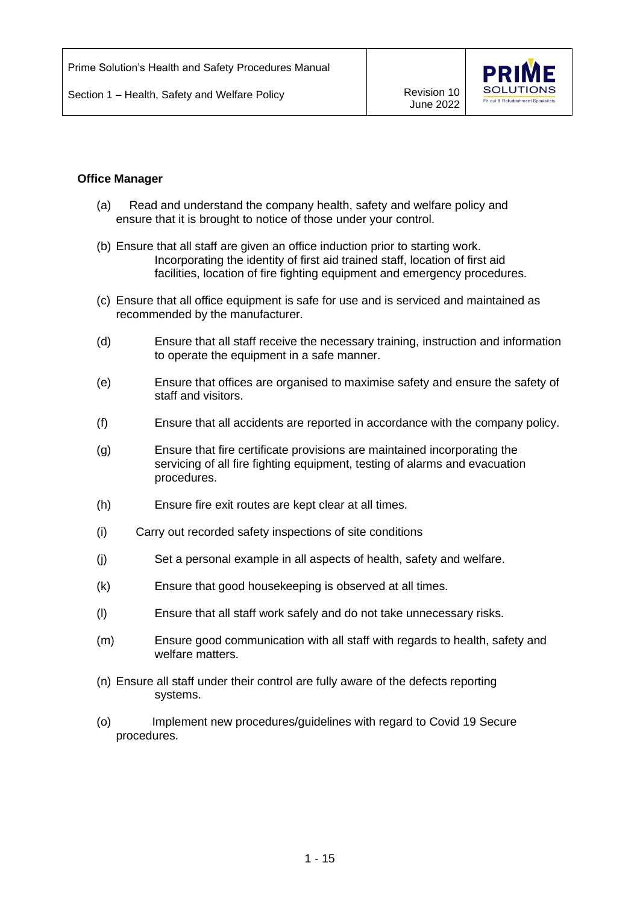**Office Manager**

(a) Read and understand the company health, safety and welfare policy and ensure that it is brought to notice of those under your control.

(b) Ensure that all staff are given an office induction prior to starting work. Incorporating the identity of first aid trained staff, location of first aid facilities, location of fire fighting equipment and emergency procedures.

(c) Ensure that all office equipment is safe for use and is serviced and maintained as recommended by the manufacturer.

(d) Ensure that all staff receive the necessary training, instruction and information to operate the equipment in a safe manner.

(e) Ensure that offices are organised to maximise safety and ensure the safety of staff and visitors.

(f) Ensure that all accidents are reported in accordance with the company policy.

(g) Ensure that fire certificate provisions are maintained incorporating the servicing of all fire fighting equipment, testing of alarms and evacuation procedures.

(h) Ensure fire exit routes are kept clear at all times.

(i) Carry out recorded safety inspections of site conditions

(j) Set a personal example in all aspects of health, safety and welfare.

(k) Ensure that good housekeeping is observed at all times.

(l) Ensure that all staff work safely and do not take unnecessary risks.

(m) Ensure good communication with all staff with regards to health, safety and welfare matters.

(n) Ensure all staff under their control are fully aware of the defects reporting systems.

(o) Implement new procedures/guidelines with regard to Covid 19 Secure procedures.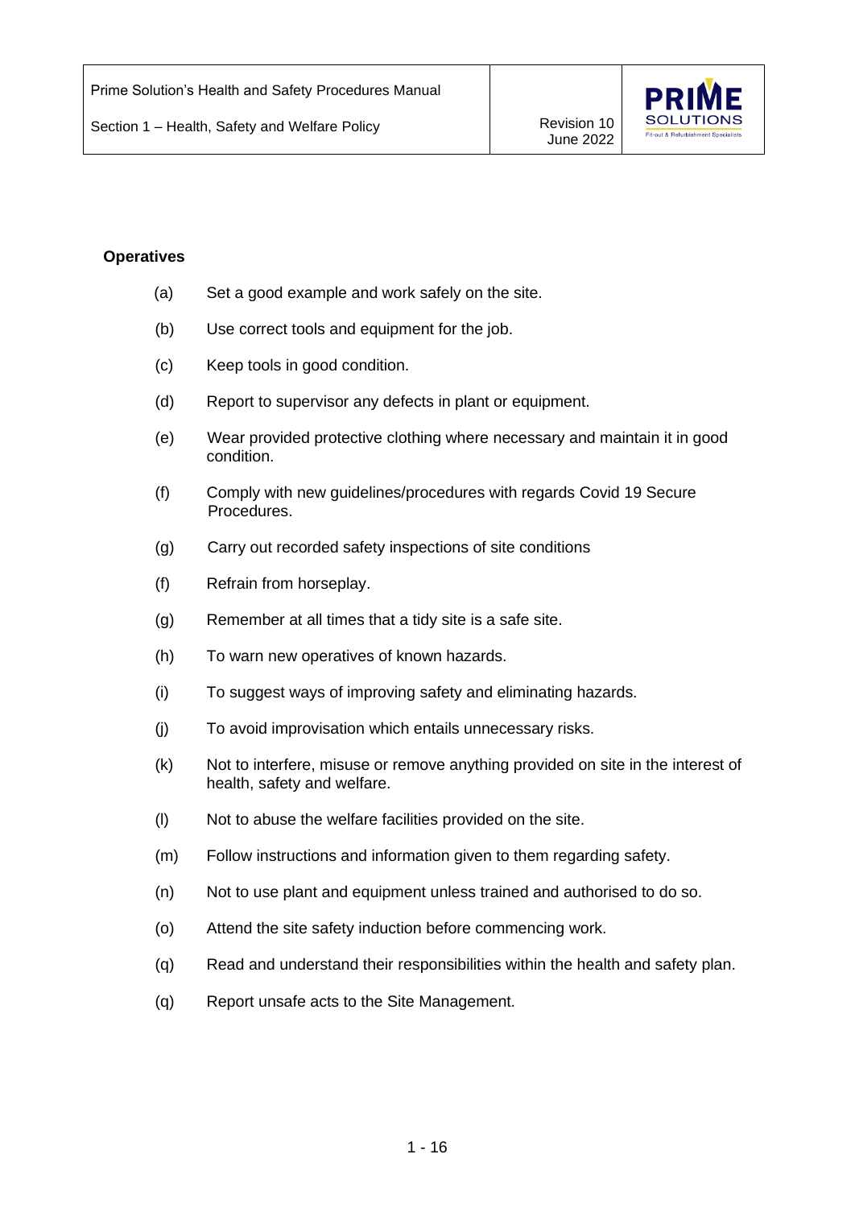**Operatives**

(a) Set a good example and work safely on the site.

(b) Use correct tools and equipment for the job.

(c) Keep tools in good condition.

(d) Report to supervisor any defects in plant or equipment.

(e) Wear provided protective clothing where necessary and maintain it in good condition.

(f) Comply with new guidelines/procedures with regards Covid 19 Secure Procedures.

(g) Carry out recorded safety inspections of site conditions

(f) Refrain from horseplay.

(g) Remember at all times that a tidy site is a safe site.

(h) To warn new operatives of known hazards.

(i) To suggest ways of improving safety and eliminating hazards.

(j) To avoid improvisation which entails unnecessary risks.

(k) Not to interfere, misuse or remove anything provided on site in the interest of health, safety and welfare.

(l) Not to abuse the welfare facilities provided on the site.

(m) Follow instructions and information given to them regarding safety.

(n) Not to use plant and equipment unless trained and authorised to do so.

(o) Attend the site safety induction before commencing work.

(q) Read and understand their responsibilities within the health and safety plan.

(q) Report unsafe acts to the Site Management.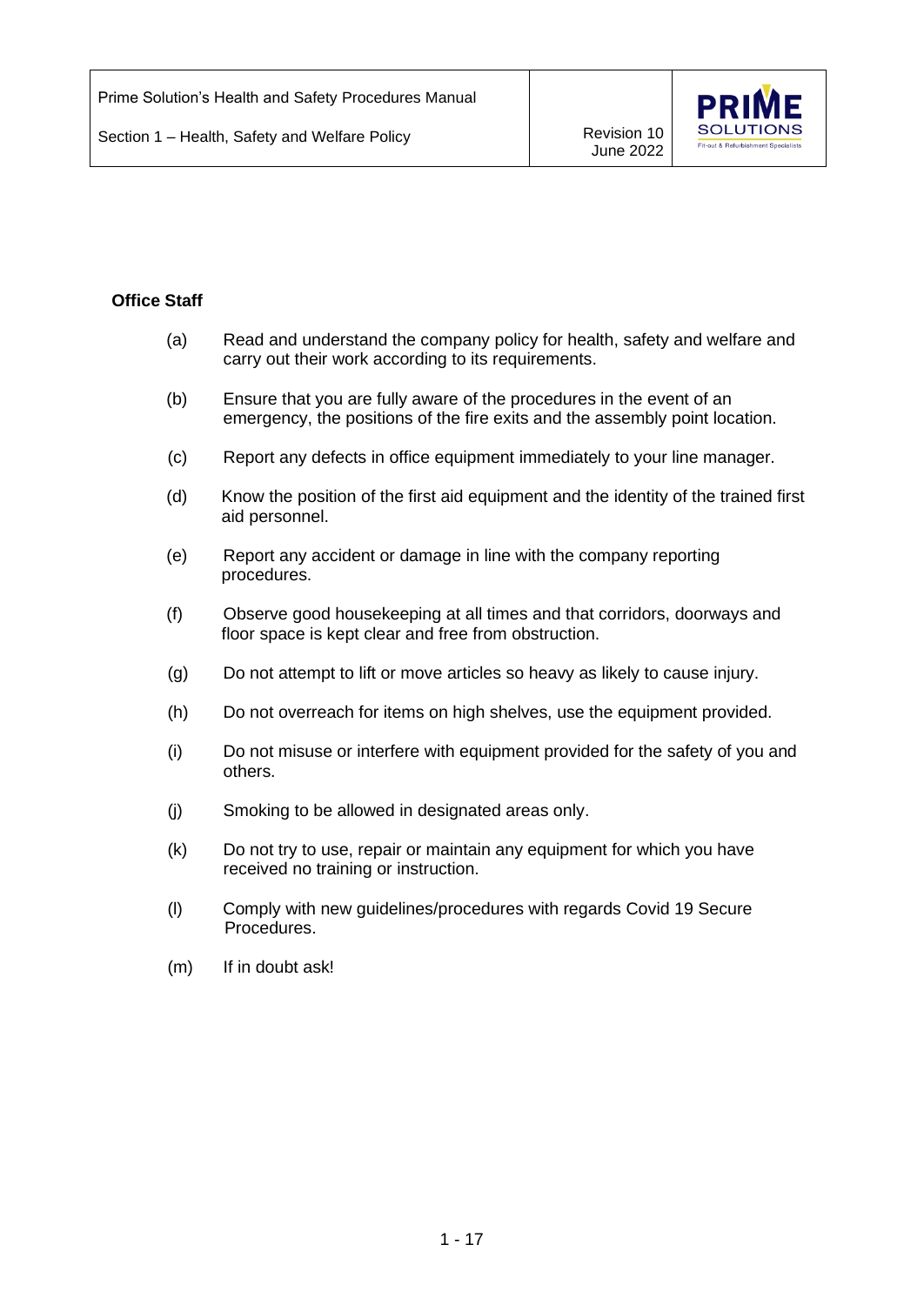**Office Staff**

(a) Read and understand the company policy for health, safety and welfare and carry out their work according to its requirements.

(b) Ensure that you are fully aware of the procedures in the event of an emergency, the positions of the fire exits and the assembly point location.

(c) Report any defects in office equipment immediately to your line manager.

(d) Know the position of the first aid equipment and the identity of the trained first aid personnel.

(e) Report any accident or damage in line with the company reporting procedures.

(f) Observe good housekeeping at all times and that corridors, doorways and floor space is kept clear and free from obstruction.

(g) Do not attempt to lift or move articles so heavy as likely to cause injury.

(h) Do not overreach for items on high shelves, use the equipment provided.

(i) Do not misuse or interfere with equipment provided for the safety of you and others.

(j) Smoking to be allowed in designated areas only.

(k) Do not try to use, repair or maintain any equipment for which you have received no training or instruction.

(l) Comply with new guidelines/procedures with regards Covid 19 Secure Procedures.

(m) If in doubt ask!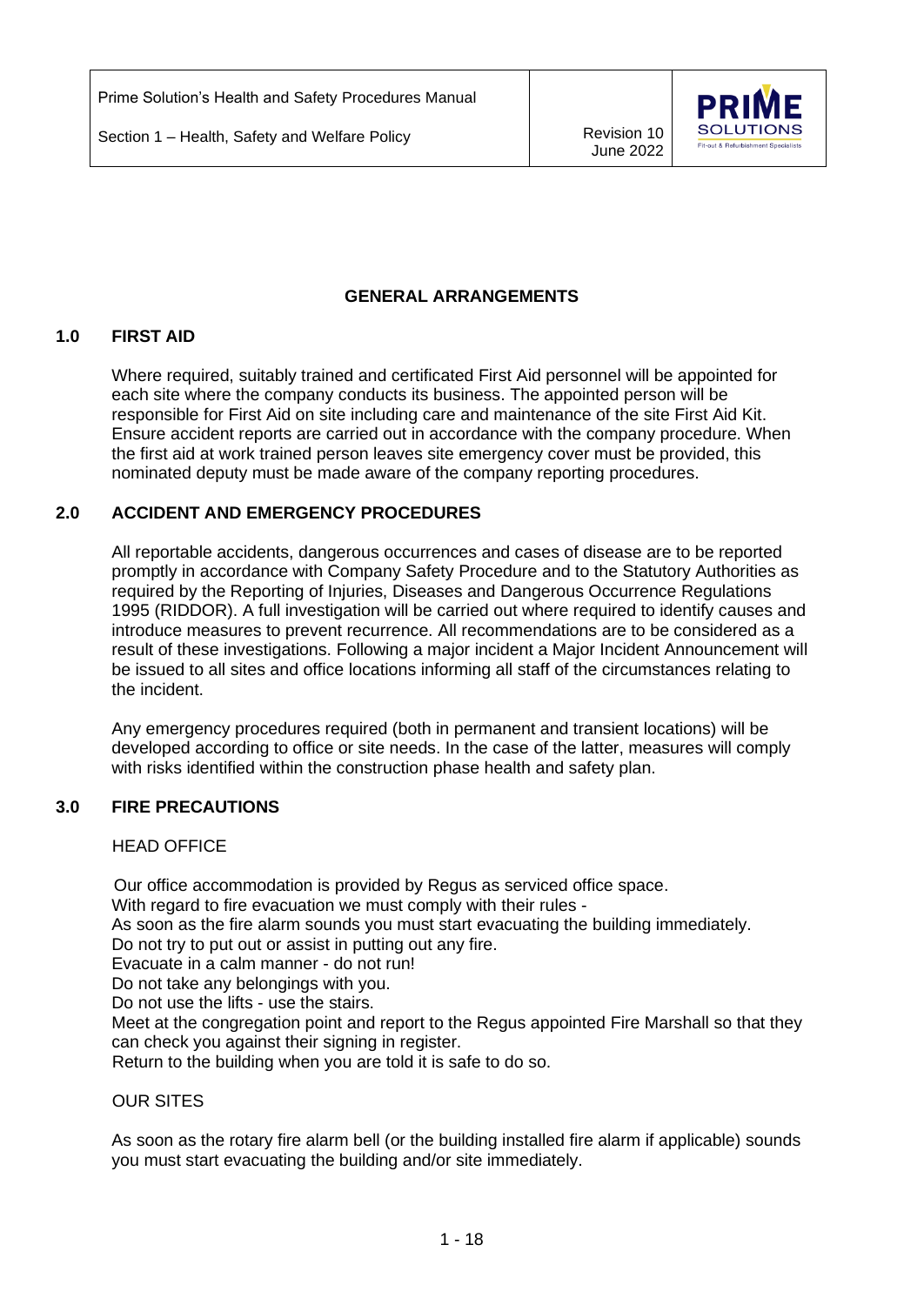## GENERAL ARRANGEMENTS

### 1.0 FIRST AID

Where required, suitably trained and certificated First Aid personnel will be appointed for each site where the company conducts its business. The appointed person will be responsible for First Aid on site including care and maintenance of the site First Aid Kit. Ensure accident reports are carried out in accordance with the company procedure. When the first aid at work trained person leaves site emergency cover must be provided, this nominated deputy must be made aware of the company reporting procedures.

### 2.0 ACCIDENT AND EMERGENCY PROCEDURES

All reportable accidents, dangerous occurrences and cases of disease are to be reported promptly in accordance with Company Safety Procedure and to the Statutory Authorities as required by the Reporting of Injuries, Diseases and Dangerous Occurrence Regulations 1995 (RIDDOR). A full investigation will be carried out where required to identify causes and introduce measures to prevent recurrence. All recommendations are to be considered as a result of these investigations. Following a major incident a Major Incident Announcement will be issued to all sites and office locations informing all staff of the circumstances relating to the incident.

Any emergency procedures required (both in permanent and transient locations) will be developed according to office or site needs. In the case of the latter, measures will comply with risks identified within the construction phase health and safety plan.

### 3.0 FIRE PRECAUTIONS

HEAD OFFICE

Our office accommodation is provided by Regus as serviced office space.
With regard to fire evacuation we must comply with their rules -
As soon as the fire alarm sounds you must start evacuating the building immediately.
Do not try to put out or assist in putting out any fire.
Evacuate in a calm manner - do not run!
Do not take any belongings with you.
Do not use the lifts - use the stairs.
Meet at the congregation point and report to the Regus appointed Fire Marshall so that they can check you against their signing in register.
Return to the building when you are told it is safe to do so.

OUR SITES

As soon as the rotary fire alarm bell (or the building installed fire alarm if applicable) sounds you must start evacuating the building and/or site immediately.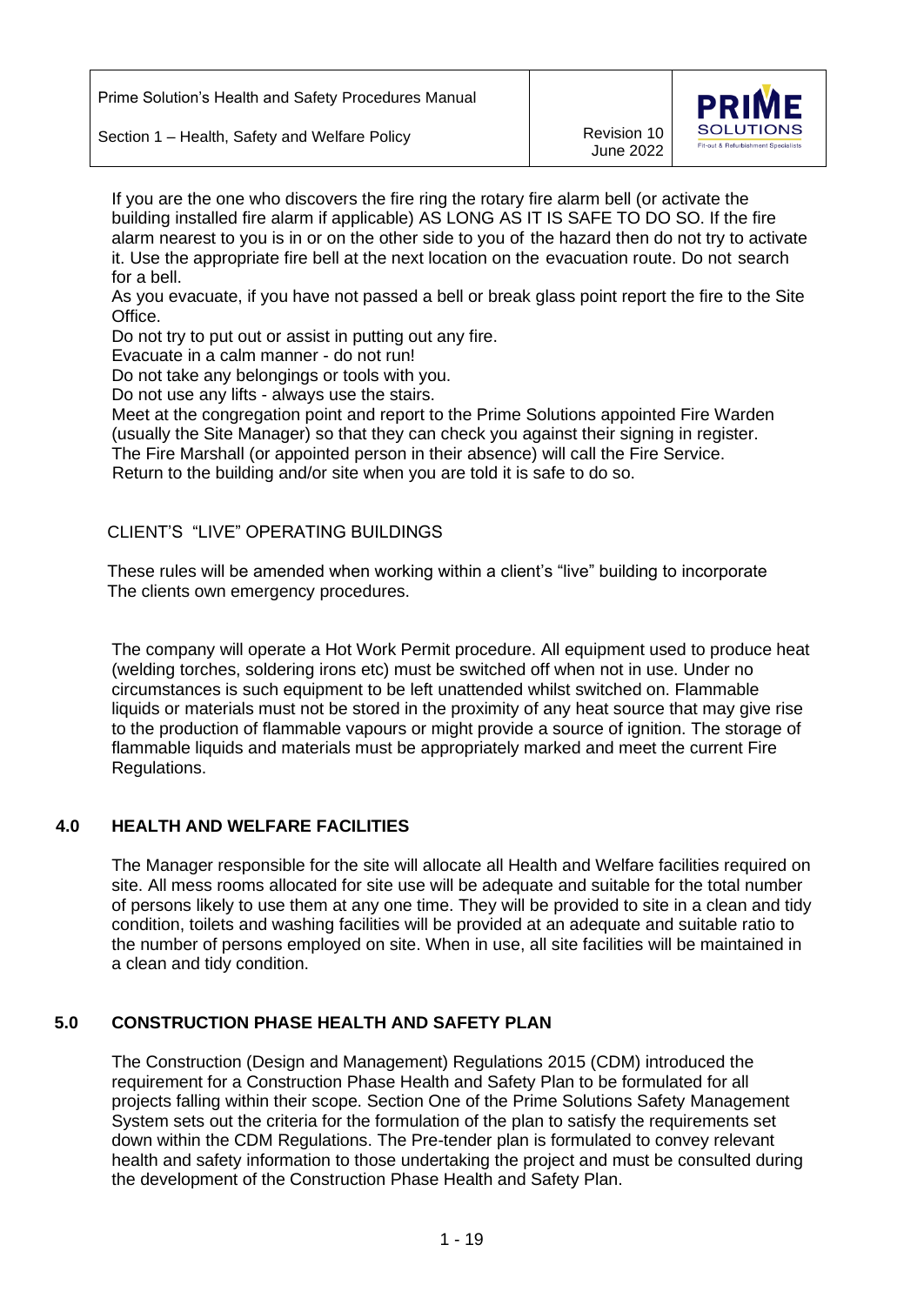If you are the one who discovers the fire ring the rotary fire alarm bell (or activate the building installed fire alarm if applicable) AS LONG AS IT IS SAFE TO DO SO. If the fire alarm nearest to you is in or on the other side to you of the hazard then do not try to activate it. Use the appropriate fire bell at the next location on the evacuation route. Do not search for a bell.

As you evacuate, if you have not passed a bell or break glass point report the fire to the Site Office.

Do not try to put out or assist in putting out any fire.

Evacuate in a calm manner - do not run!

Do not take any belongings or tools with you.

Do not use any lifts - always use the stairs.

Meet at the congregation point and report to the Prime Solutions appointed Fire Warden (usually the Site Manager) so that they can check you against their signing in register.

The Fire Marshall (or appointed person in their absence) will call the Fire Service.

Return to the building and/or site when you are told it is safe to do so.

CLIENT'S "LIVE" OPERATING BUILDINGS

These rules will be amended when working within a client's "live" building to incorporate The clients own emergency procedures.

The company will operate a Hot Work Permit procedure. All equipment used to produce heat (welding torches, soldering irons etc) must be switched off when not in use. Under no circumstances is such equipment to be left unattended whilst switched on. Flammable liquids or materials must not be stored in the proximity of any heat source that may give rise to the production of flammable vapours or might provide a source of ignition. The storage of flammable liquids and materials must be appropriately marked and meet the current Fire Regulations.

## 4.0 HEALTH AND WELFARE FACILITIES

The Manager responsible for the site will allocate all Health and Welfare facilities required on site. All mess rooms allocated for site use will be adequate and suitable for the total number of persons likely to use them at any one time. They will be provided to site in a clean and tidy condition, toilets and washing facilities will be provided at an adequate and suitable ratio to the number of persons employed on site. When in use, all site facilities will be maintained in a clean and tidy condition.

## 5.0 CONSTRUCTION PHASE HEALTH AND SAFETY PLAN

The Construction (Design and Management) Regulations 2015 (CDM) introduced the requirement for a Construction Phase Health and Safety Plan to be formulated for all projects falling within their scope. Section One of the Prime Solutions Safety Management System sets out the criteria for the formulation of the plan to satisfy the requirements set down within the CDM Regulations. The Pre-tender plan is formulated to convey relevant health and safety information to those undertaking the project and must be consulted during the development of the Construction Phase Health and Safety Plan.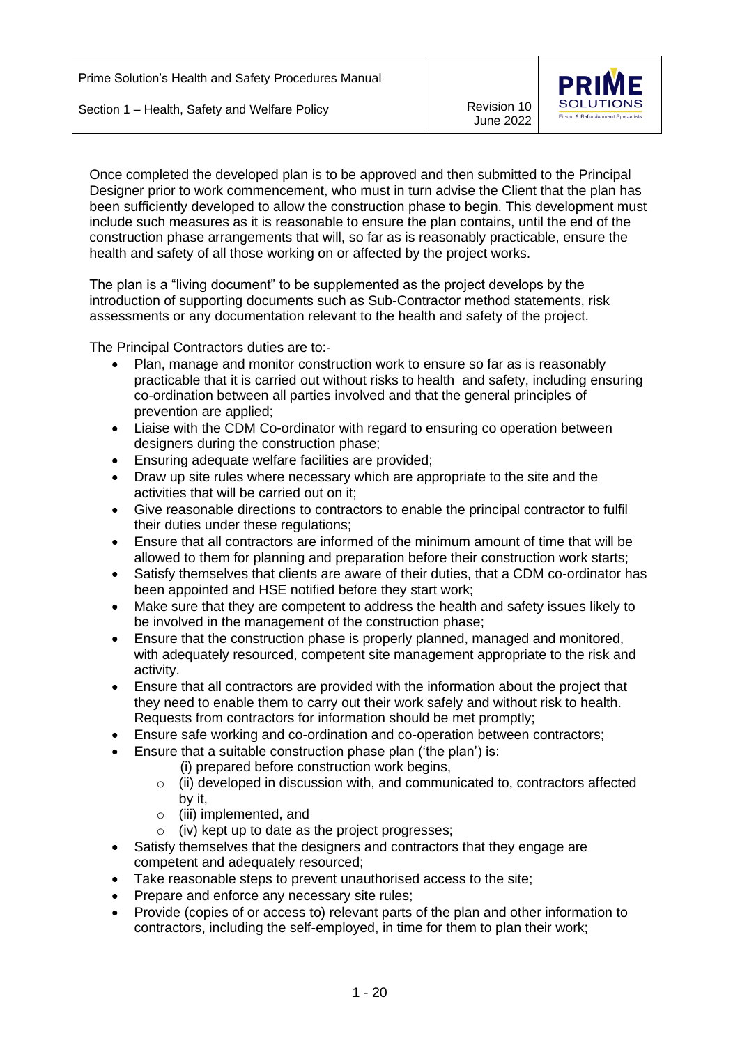Once completed the developed plan is to be approved and then submitted to the Principal Designer prior to work commencement, who must in turn advise the Client that the plan has been sufficiently developed to allow the construction phase to begin. This development must include such measures as it is reasonable to ensure the plan contains, until the end of the construction phase arrangements that will, so far as is reasonably practicable, ensure the health and safety of all those working on or affected by the project works.

The plan is a "living document" to be supplemented as the project develops by the introduction of supporting documents such as Sub-Contractor method statements, risk assessments or any documentation relevant to the health and safety of the project.

The Principal Contractors duties are to:-

- Plan, manage and monitor construction work to ensure so far as is reasonably practicable that it is carried out without risks to health and safety, including ensuring co-ordination between all parties involved and that the general principles of prevention are applied;
- Liaise with the CDM Co-ordinator with regard to ensuring co operation between designers during the construction phase;
- Ensuring adequate welfare facilities are provided;
- Draw up site rules where necessary which are appropriate to the site and the activities that will be carried out on it;
- Give reasonable directions to contractors to enable the principal contractor to fulfil their duties under these regulations;
- Ensure that all contractors are informed of the minimum amount of time that will be allowed to them for planning and preparation before their construction work starts;
- Satisfy themselves that clients are aware of their duties, that a CDM co-ordinator has been appointed and HSE notified before they start work;
- Make sure that they are competent to address the health and safety issues likely to be involved in the management of the construction phase;
- Ensure that the construction phase is properly planned, managed and monitored, with adequately resourced, competent site management appropriate to the risk and activity.
- Ensure that all contractors are provided with the information about the project that they need to enable them to carry out their work safely and without risk to health. Requests from contractors for information should be met promptly;
- Ensure safe working and co-ordination and co-operation between contractors;
- Ensure that a suitable construction phase plan ('the plan') is:
  - (i) prepared before construction work begins,
  - (ii) developed in discussion with, and communicated to, contractors affected by it,
  - (iii) implemented, and
  - (iv) kept up to date as the project progresses;
- Satisfy themselves that the designers and contractors that they engage are competent and adequately resourced;
- Take reasonable steps to prevent unauthorised access to the site;
- Prepare and enforce any necessary site rules;
- Provide (copies of or access to) relevant parts of the plan and other information to contractors, including the self-employed, in time for them to plan their work;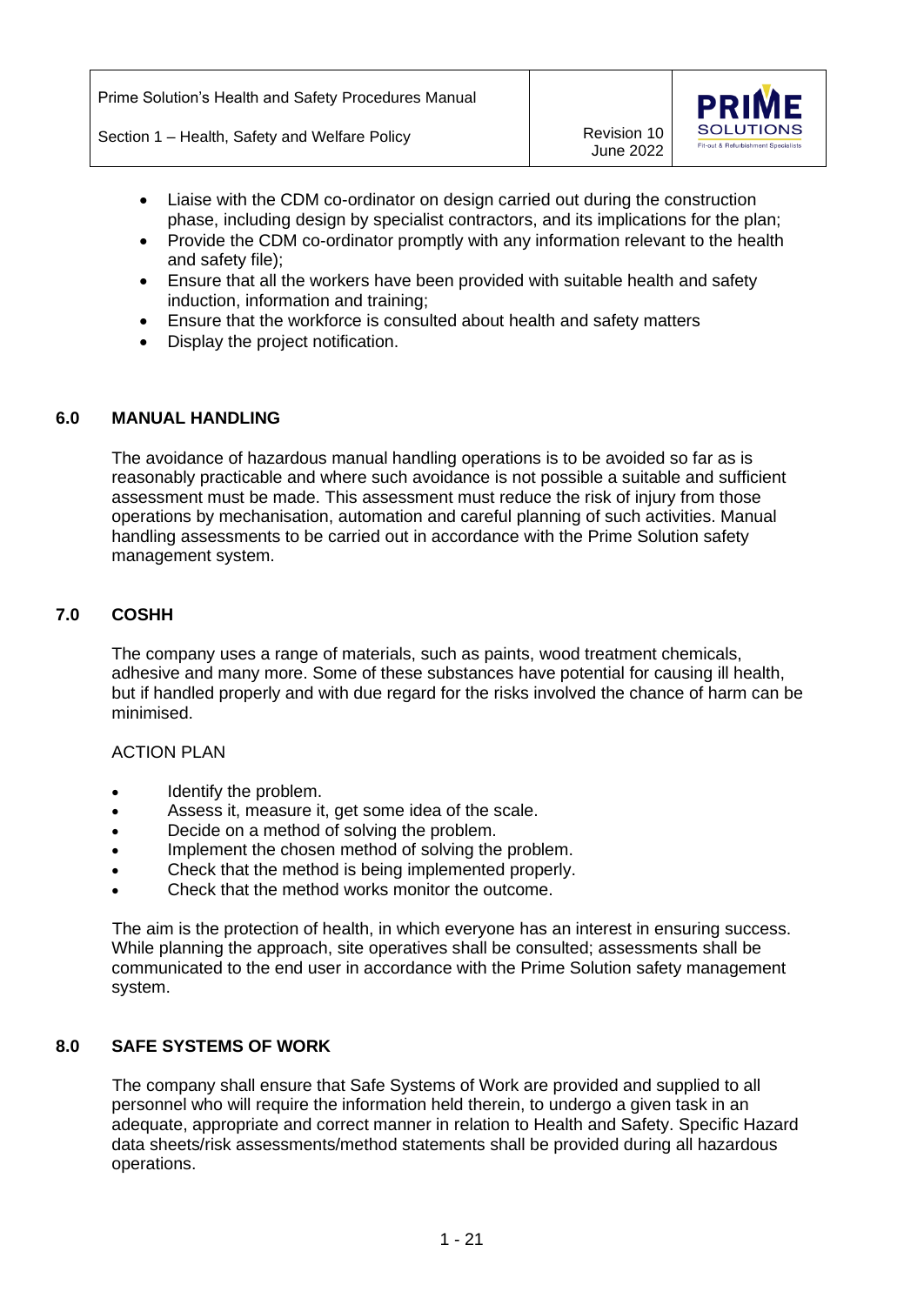- Liaise with the CDM co-ordinator on design carried out during the construction phase, including design by specialist contractors, and its implications for the plan;
- Provide the CDM co-ordinator promptly with any information relevant to the health and safety file);
- Ensure that all the workers have been provided with suitable health and safety induction, information and training;
- Ensure that the workforce is consulted about health and safety matters
- Display the project notification.

## 6.0 MANUAL HANDLING

The avoidance of hazardous manual handling operations is to be avoided so far as is reasonably practicable and where such avoidance is not possible a suitable and sufficient assessment must be made. This assessment must reduce the risk of injury from those operations by mechanisation, automation and careful planning of such activities. Manual handling assessments to be carried out in accordance with the Prime Solution safety management system.

## 7.0 COSHH

The company uses a range of materials, such as paints, wood treatment chemicals, adhesive and many more. Some of these substances have potential for causing ill health, but if handled properly and with due regard for the risks involved the chance of harm can be minimised.

ACTION PLAN

- Identify the problem.
- Assess it, measure it, get some idea of the scale.
- Decide on a method of solving the problem.
- Implement the chosen method of solving the problem.
- Check that the method is being implemented properly.
- Check that the method works monitor the outcome.

The aim is the protection of health, in which everyone has an interest in ensuring success. While planning the approach, site operatives shall be consulted; assessments shall be communicated to the end user in accordance with the Prime Solution safety management system.

## 8.0 SAFE SYSTEMS OF WORK

The company shall ensure that Safe Systems of Work are provided and supplied to all personnel who will require the information held therein, to undergo a given task in an adequate, appropriate and correct manner in relation to Health and Safety. Specific Hazard data sheets/risk assessments/method statements shall be provided during all hazardous operations.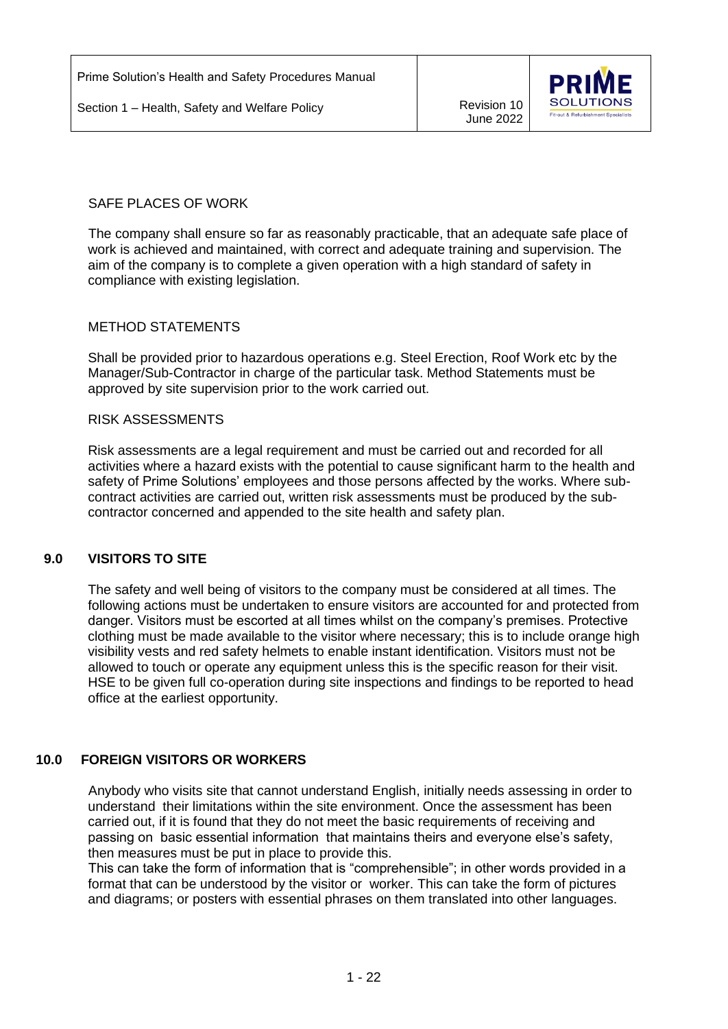SAFE PLACES OF WORK

The company shall ensure so far as reasonably practicable, that an adequate safe place of work is achieved and maintained, with correct and adequate training and supervision. The aim of the company is to complete a given operation with a high standard of safety in compliance with existing legislation.

METHOD STATEMENTS

Shall be provided prior to hazardous operations e.g. Steel Erection, Roof Work etc by the Manager/Sub-Contractor in charge of the particular task. Method Statements must be approved by site supervision prior to the work carried out.

RISK ASSESSMENTS

Risk assessments are a legal requirement and must be carried out and recorded for all activities where a hazard exists with the potential to cause significant harm to the health and safety of Prime Solutions' employees and those persons affected by the works. Where sub-contract activities are carried out, written risk assessments must be produced by the sub-contractor concerned and appended to the site health and safety plan.

## 9.0 VISITORS TO SITE

The safety and well being of visitors to the company must be considered at all times. The following actions must be undertaken to ensure visitors are accounted for and protected from danger. Visitors must be escorted at all times whilst on the company's premises. Protective clothing must be made available to the visitor where necessary; this is to include orange high visibility vests and red safety helmets to enable instant identification. Visitors must not be allowed to touch or operate any equipment unless this is the specific reason for their visit. HSE to be given full co-operation during site inspections and findings to be reported to head office at the earliest opportunity.

## 10.0 FOREIGN VISITORS OR WORKERS

Anybody who visits site that cannot understand English, initially needs assessing in order to understand their limitations within the site environment. Once the assessment has been carried out, if it is found that they do not meet the basic requirements of receiving and passing on basic essential information that maintains theirs and everyone else's safety, then measures must be put in place to provide this.
This can take the form of information that is "comprehensible"; in other words provided in a format that can be understood by the visitor or worker. This can take the form of pictures and diagrams; or posters with essential phrases on them translated into other languages.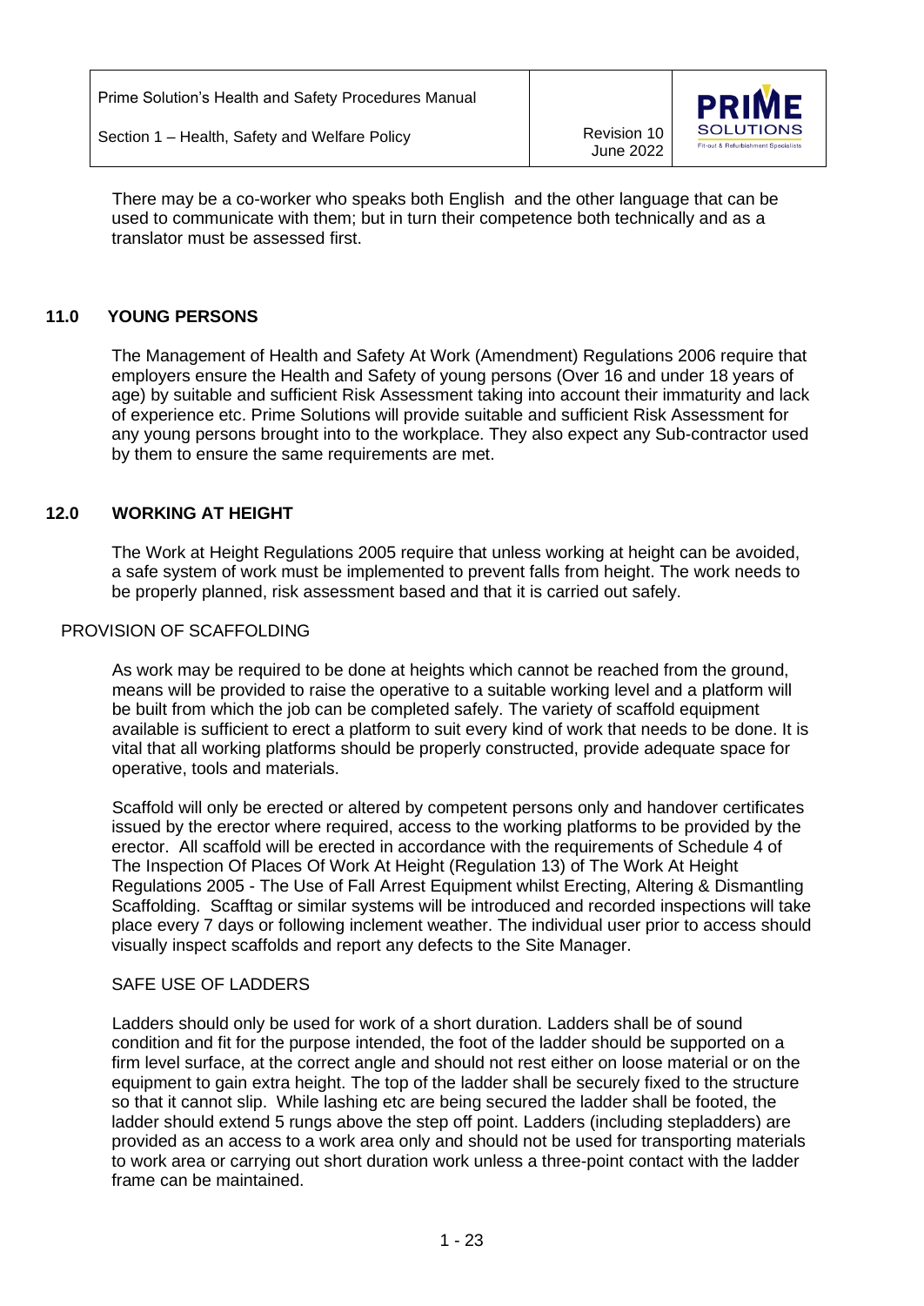There may be a co-worker who speaks both English and the other language that can be used to communicate with them; but in turn their competence both technically and as a translator must be assessed first.

## 11.0 YOUNG PERSONS

The Management of Health and Safety At Work (Amendment) Regulations 2006 require that employers ensure the Health and Safety of young persons (Over 16 and under 18 years of age) by suitable and sufficient Risk Assessment taking into account their immaturity and lack of experience etc. Prime Solutions will provide suitable and sufficient Risk Assessment for any young persons brought into to the workplace. They also expect any Sub-contractor used by them to ensure the same requirements are met.

## 12.0 WORKING AT HEIGHT

The Work at Height Regulations 2005 require that unless working at height can be avoided, a safe system of work must be implemented to prevent falls from height. The work needs to be properly planned, risk assessment based and that it is carried out safely.

### PROVISION OF SCAFFOLDING

As work may be required to be done at heights which cannot be reached from the ground, means will be provided to raise the operative to a suitable working level and a platform will be built from which the job can be completed safely. The variety of scaffold equipment available is sufficient to erect a platform to suit every kind of work that needs to be done. It is vital that all working platforms should be properly constructed, provide adequate space for operative, tools and materials.

Scaffold will only be erected or altered by competent persons only and handover certificates issued by the erector where required, access to the working platforms to be provided by the erector. All scaffold will be erected in accordance with the requirements of Schedule 4 of The Inspection Of Places Of Work At Height (Regulation 13) of The Work At Height Regulations 2005 - The Use of Fall Arrest Equipment whilst Erecting, Altering & Dismantling Scaffolding. Scafftag or similar systems will be introduced and recorded inspections will take place every 7 days or following inclement weather. The individual user prior to access should visually inspect scaffolds and report any defects to the Site Manager.

### SAFE USE OF LADDERS

Ladders should only be used for work of a short duration. Ladders shall be of sound condition and fit for the purpose intended, the foot of the ladder should be supported on a firm level surface, at the correct angle and should not rest either on loose material or on the equipment to gain extra height. The top of the ladder shall be securely fixed to the structure so that it cannot slip. While lashing etc are being secured the ladder shall be footed, the ladder should extend 5 rungs above the step off point. Ladders (including stepladders) are provided as an access to a work area only and should not be used for transporting materials to work area or carrying out short duration work unless a three-point contact with the ladder frame can be maintained.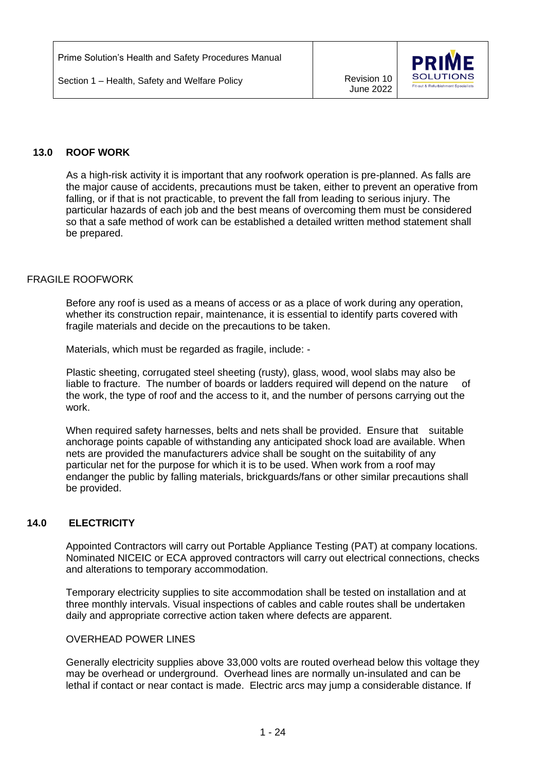## 13.0 ROOF WORK

As a high-risk activity it is important that any roofwork operation is pre-planned. As falls are the major cause of accidents, precautions must be taken, either to prevent an operative from falling, or if that is not practicable, to prevent the fall from leading to serious injury. The particular hazards of each job and the best means of overcoming them must be considered so that a safe method of work can be established a detailed written method statement shall be prepared.

### FRAGILE ROOFWORK

Before any roof is used as a means of access or as a place of work during any operation, whether its construction repair, maintenance, it is essential to identify parts covered with fragile materials and decide on the precautions to be taken.

Materials, which must be regarded as fragile, include: -

Plastic sheeting, corrugated steel sheeting (rusty), glass, wood, wool slabs may also be liable to fracture. The number of boards or ladders required will depend on the nature of the work, the type of roof and the access to it, and the number of persons carrying out the work.

When required safety harnesses, belts and nets shall be provided. Ensure that suitable anchorage points capable of withstanding any anticipated shock load are available. When nets are provided the manufacturers advice shall be sought on the suitability of any particular net for the purpose for which it is to be used. When work from a roof may endanger the public by falling materials, brickguards/fans or other similar precautions shall be provided.

## 14.0 ELECTRICITY

Appointed Contractors will carry out Portable Appliance Testing (PAT) at company locations. Nominated NICEIC or ECA approved contractors will carry out electrical connections, checks and alterations to temporary accommodation.

Temporary electricity supplies to site accommodation shall be tested on installation and at three monthly intervals. Visual inspections of cables and cable routes shall be undertaken daily and appropriate corrective action taken where defects are apparent.

### OVERHEAD POWER LINES

Generally electricity supplies above 33,000 volts are routed overhead below this voltage they may be overhead or underground. Overhead lines are normally un-insulated and can be lethal if contact or near contact is made. Electric arcs may jump a considerable distance. If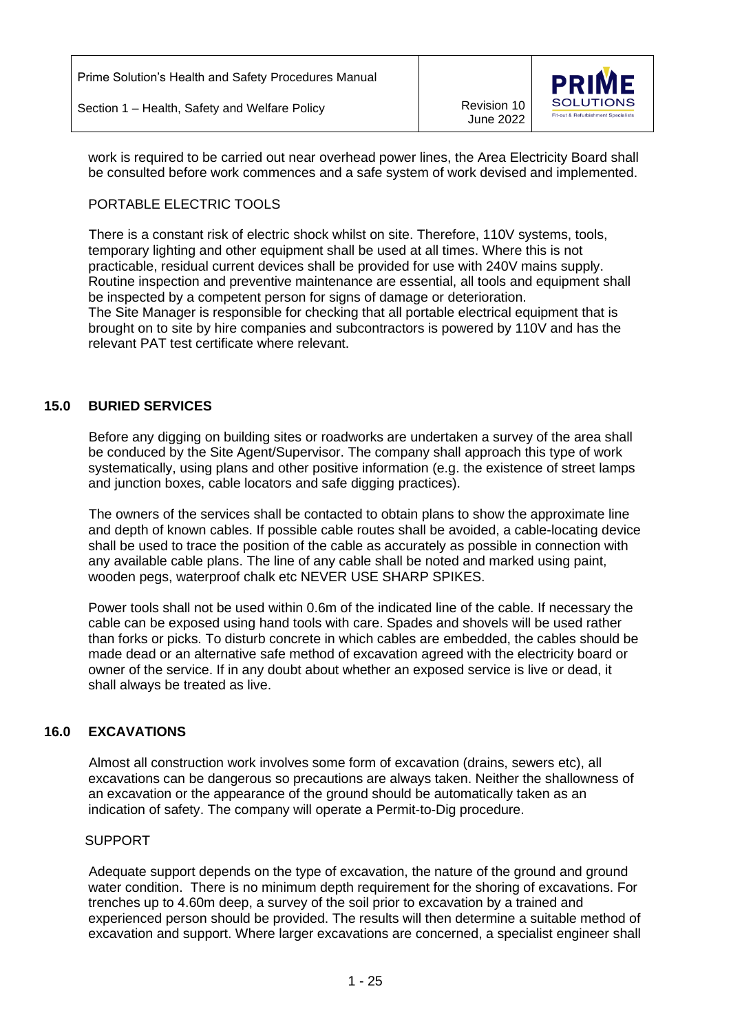work is required to be carried out near overhead power lines, the Area Electricity Board shall be consulted before work commences and a safe system of work devised and implemented.

PORTABLE ELECTRIC TOOLS

There is a constant risk of electric shock whilst on site. Therefore, 110V systems, tools, temporary lighting and other equipment shall be used at all times. Where this is not practicable, residual current devices shall be provided for use with 240V mains supply. Routine inspection and preventive maintenance are essential, all tools and equipment shall be inspected by a competent person for signs of damage or deterioration.
The Site Manager is responsible for checking that all portable electrical equipment that is brought on to site by hire companies and subcontractors is powered by 110V and has the relevant PAT test certificate where relevant.

## 15.0 BURIED SERVICES

Before any digging on building sites or roadworks are undertaken a survey of the area shall be conduced by the Site Agent/Supervisor. The company shall approach this type of work systematically, using plans and other positive information (e.g. the existence of street lamps and junction boxes, cable locators and safe digging practices).

The owners of the services shall be contacted to obtain plans to show the approximate line and depth of known cables. If possible cable routes shall be avoided, a cable-locating device shall be used to trace the position of the cable as accurately as possible in connection with any available cable plans. The line of any cable shall be noted and marked using paint, wooden pegs, waterproof chalk etc NEVER USE SHARP SPIKES.

Power tools shall not be used within 0.6m of the indicated line of the cable. If necessary the cable can be exposed using hand tools with care. Spades and shovels will be used rather than forks or picks. To disturb concrete in which cables are embedded, the cables should be made dead or an alternative safe method of excavation agreed with the electricity board or owner of the service. If in any doubt about whether an exposed service is live or dead, it shall always be treated as live.

## 16.0 EXCAVATIONS

Almost all construction work involves some form of excavation (drains, sewers etc), all excavations can be dangerous so precautions are always taken. Neither the shallowness of an excavation or the appearance of the ground should be automatically taken as an indication of safety. The company will operate a Permit-to-Dig procedure.

SUPPORT

Adequate support depends on the type of excavation, the nature of the ground and ground water condition. There is no minimum depth requirement for the shoring of excavations. For trenches up to 4.60m deep, a survey of the soil prior to excavation by a trained and experienced person should be provided. The results will then determine a suitable method of excavation and support. Where larger excavations are concerned, a specialist engineer shall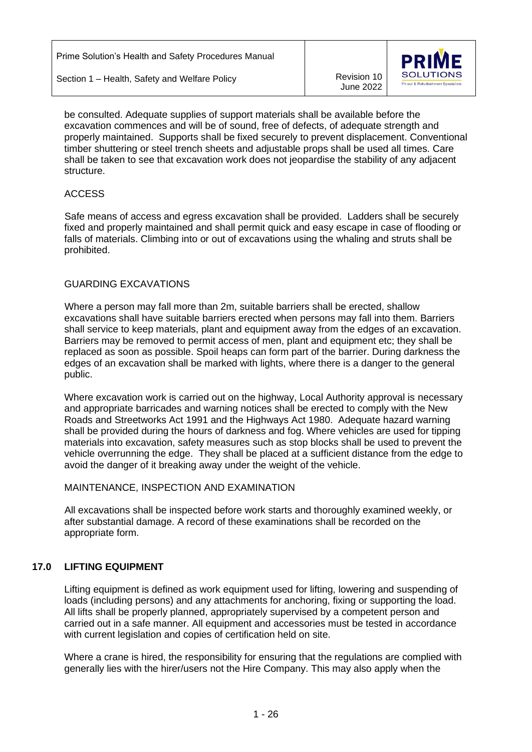be consulted. Adequate supplies of support materials shall be available before the excavation commences and will be of sound, free of defects, of adequate strength and properly maintained. Supports shall be fixed securely to prevent displacement. Conventional timber shuttering or steel trench sheets and adjustable props shall be used all times. Care shall be taken to see that excavation work does not jeopardise the stability of any adjacent structure.

ACCESS

Safe means of access and egress excavation shall be provided. Ladders shall be securely fixed and properly maintained and shall permit quick and easy escape in case of flooding or falls of materials. Climbing into or out of excavations using the whaling and struts shall be prohibited.

GUARDING EXCAVATIONS

Where a person may fall more than 2m, suitable barriers shall be erected, shallow excavations shall have suitable barriers erected when persons may fall into them. Barriers shall service to keep materials, plant and equipment away from the edges of an excavation. Barriers may be removed to permit access of men, plant and equipment etc; they shall be replaced as soon as possible. Spoil heaps can form part of the barrier. During darkness the edges of an excavation shall be marked with lights, where there is a danger to the general public.

Where excavation work is carried out on the highway, Local Authority approval is necessary and appropriate barricades and warning notices shall be erected to comply with the New Roads and Streetworks Act 1991 and the Highways Act 1980. Adequate hazard warning shall be provided during the hours of darkness and fog. Where vehicles are used for tipping materials into excavation, safety measures such as stop blocks shall be used to prevent the vehicle overrunning the edge. They shall be placed at a sufficient distance from the edge to avoid the danger of it breaking away under the weight of the vehicle.

MAINTENANCE, INSPECTION AND EXAMINATION

All excavations shall be inspected before work starts and thoroughly examined weekly, or after substantial damage. A record of these examinations shall be recorded on the appropriate form.

## 17.0 LIFTING EQUIPMENT

Lifting equipment is defined as work equipment used for lifting, lowering and suspending of loads (including persons) and any attachments for anchoring, fixing or supporting the load. All lifts shall be properly planned, appropriately supervised by a competent person and carried out in a safe manner. All equipment and accessories must be tested in accordance with current legislation and copies of certification held on site.

Where a crane is hired, the responsibility for ensuring that the regulations are complied with generally lies with the hirer/users not the Hire Company. This may also apply when the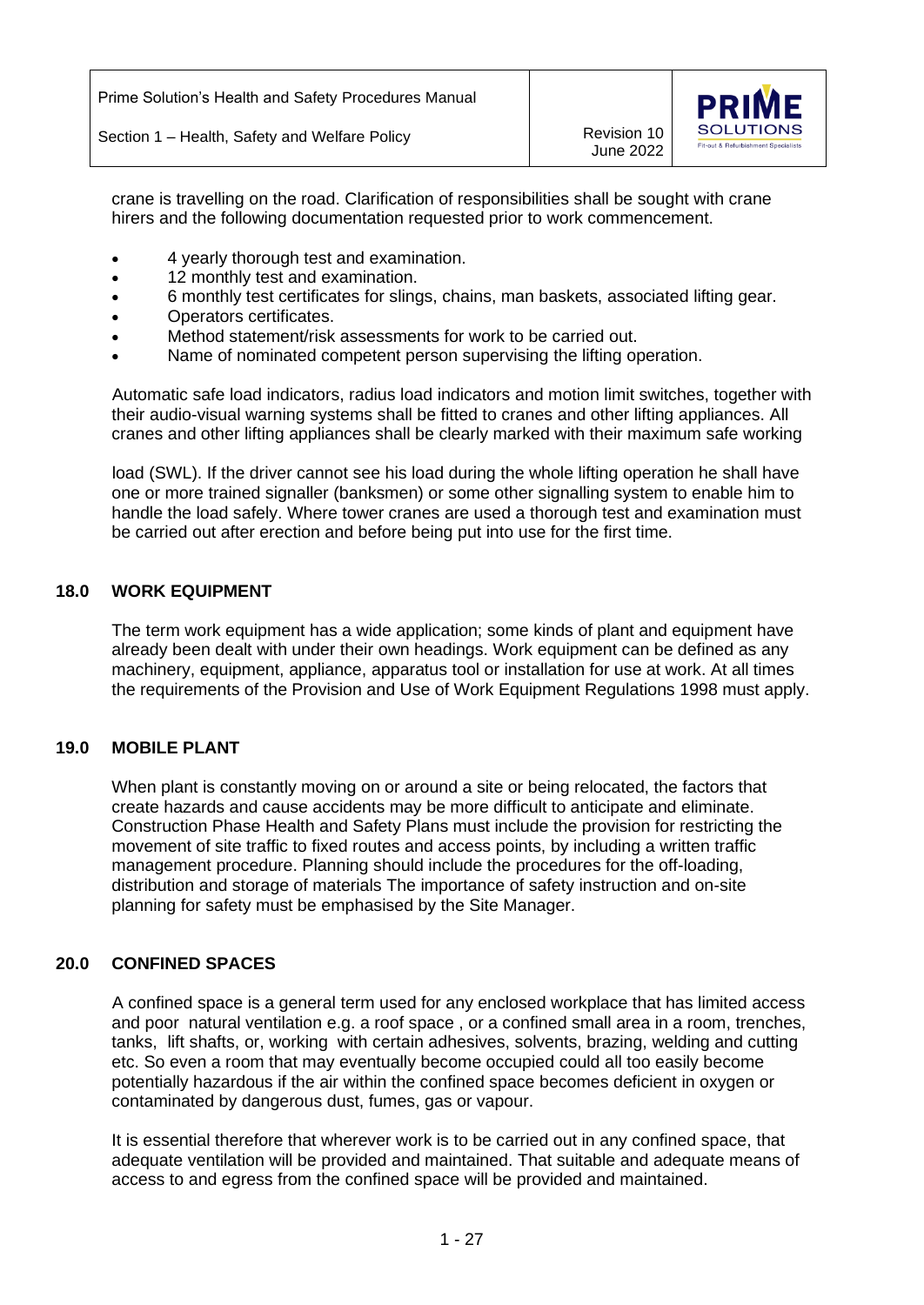crane is travelling on the road. Clarification of responsibilities shall be sought with crane hirers and the following documentation requested prior to work commencement.

- 4 yearly thorough test and examination.
- 12 monthly test and examination.
- 6 monthly test certificates for slings, chains, man baskets, associated lifting gear.
- Operators certificates.
- Method statement/risk assessments for work to be carried out.
- Name of nominated competent person supervising the lifting operation.

Automatic safe load indicators, radius load indicators and motion limit switches, together with their audio-visual warning systems shall be fitted to cranes and other lifting appliances. All cranes and other lifting appliances shall be clearly marked with their maximum safe working

load (SWL). If the driver cannot see his load during the whole lifting operation he shall have one or more trained signaller (banksmen) or some other signalling system to enable him to handle the load safely. Where tower cranes are used a thorough test and examination must be carried out after erection and before being put into use for the first time.

## 18.0 WORK EQUIPMENT

The term work equipment has a wide application; some kinds of plant and equipment have already been dealt with under their own headings. Work equipment can be defined as any machinery, equipment, appliance, apparatus tool or installation for use at work. At all times the requirements of the Provision and Use of Work Equipment Regulations 1998 must apply.

## 19.0 MOBILE PLANT

When plant is constantly moving on or around a site or being relocated, the factors that create hazards and cause accidents may be more difficult to anticipate and eliminate. Construction Phase Health and Safety Plans must include the provision for restricting the movement of site traffic to fixed routes and access points, by including a written traffic management procedure. Planning should include the procedures for the off-loading, distribution and storage of materials The importance of safety instruction and on-site planning for safety must be emphasised by the Site Manager.

## 20.0 CONFINED SPACES

A confined space is a general term used for any enclosed workplace that has limited access and poor natural ventilation e.g. a roof space , or a confined small area in a room, trenches, tanks, lift shafts, or, working with certain adhesives, solvents, brazing, welding and cutting etc. So even a room that may eventually become occupied could all too easily become potentially hazardous if the air within the confined space becomes deficient in oxygen or contaminated by dangerous dust, fumes, gas or vapour.

It is essential therefore that wherever work is to be carried out in any confined space, that adequate ventilation will be provided and maintained. That suitable and adequate means of access to and egress from the confined space will be provided and maintained.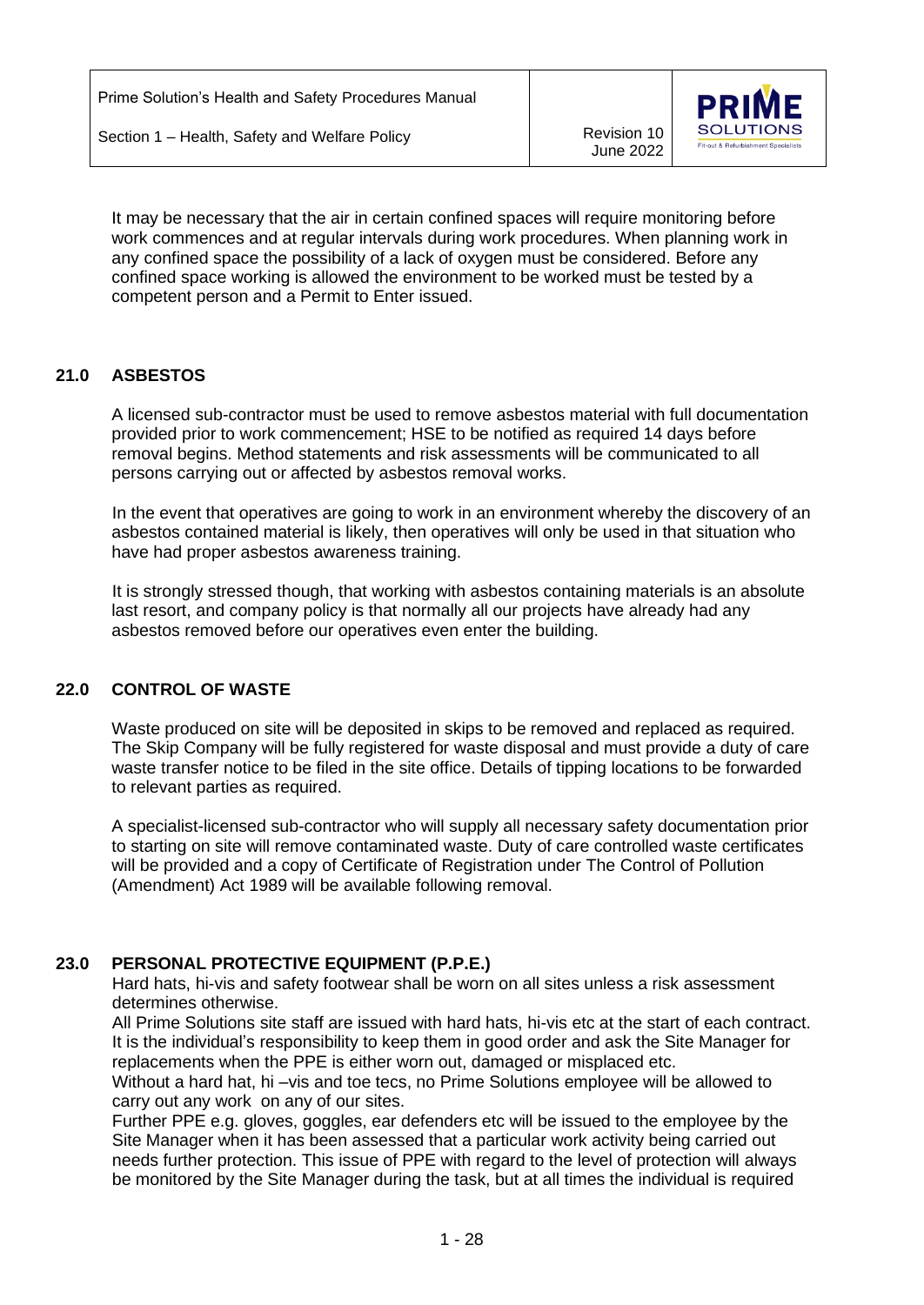It may be necessary that the air in certain confined spaces will require monitoring before work commences and at regular intervals during work procedures. When planning work in any confined space the possibility of a lack of oxygen must be considered. Before any confined space working is allowed the environment to be worked must be tested by a competent person and a Permit to Enter issued.

## 21.0 ASBESTOS

A licensed sub-contractor must be used to remove asbestos material with full documentation provided prior to work commencement; HSE to be notified as required 14 days before removal begins. Method statements and risk assessments will be communicated to all persons carrying out or affected by asbestos removal works.

In the event that operatives are going to work in an environment whereby the discovery of an asbestos contained material is likely, then operatives will only be used in that situation who have had proper asbestos awareness training.

It is strongly stressed though, that working with asbestos containing materials is an absolute last resort, and company policy is that normally all our projects have already had any asbestos removed before our operatives even enter the building.

## 22.0 CONTROL OF WASTE

Waste produced on site will be deposited in skips to be removed and replaced as required. The Skip Company will be fully registered for waste disposal and must provide a duty of care waste transfer notice to be filed in the site office. Details of tipping locations to be forwarded to relevant parties as required.

A specialist-licensed sub-contractor who will supply all necessary safety documentation prior to starting on site will remove contaminated waste. Duty of care controlled waste certificates will be provided and a copy of Certificate of Registration under The Control of Pollution (Amendment) Act 1989 will be available following removal.

## 23.0 PERSONAL PROTECTIVE EQUIPMENT (P.P.E.)

Hard hats, hi-vis and safety footwear shall be worn on all sites unless a risk assessment determines otherwise.
All Prime Solutions site staff are issued with hard hats, hi-vis etc at the start of each contract. It is the individual's responsibility to keep them in good order and ask the Site Manager for replacements when the PPE is either worn out, damaged or misplaced etc.
Without a hard hat, hi –vis and toe tecs, no Prime Solutions employee will be allowed to carry out any work on any of our sites.
Further PPE e.g. gloves, goggles, ear defenders etc will be issued to the employee by the Site Manager when it has been assessed that a particular work activity being carried out needs further protection. This issue of PPE with regard to the level of protection will always be monitored by the Site Manager during the task, but at all times the individual is required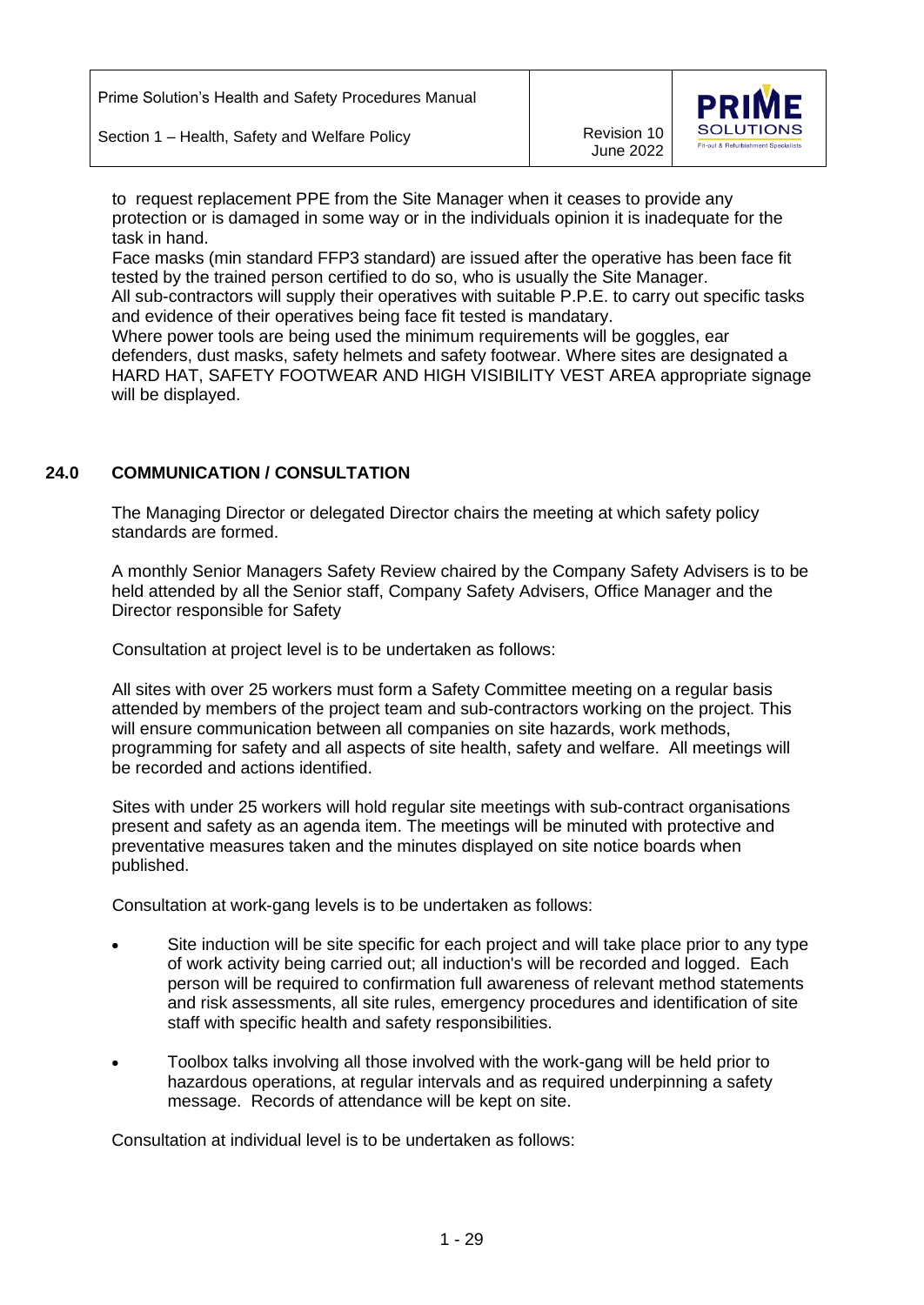to request replacement PPE from the Site Manager when it ceases to provide any protection or is damaged in some way or in the individuals opinion it is inadequate for the task in hand.
Face masks (min standard FFP3 standard) are issued after the operative has been face fit tested by the trained person certified to do so, who is usually the Site Manager.
All sub-contractors will supply their operatives with suitable P.P.E. to carry out specific tasks and evidence of their operatives being face fit tested is mandatary.
Where power tools are being used the minimum requirements will be goggles, ear defenders, dust masks, safety helmets and safety footwear. Where sites are designated a HARD HAT, SAFETY FOOTWEAR AND HIGH VISIBILITY VEST AREA appropriate signage will be displayed.

## 24.0 COMMUNICATION / CONSULTATION

The Managing Director or delegated Director chairs the meeting at which safety policy standards are formed.

A monthly Senior Managers Safety Review chaired by the Company Safety Advisers is to be held attended by all the Senior staff, Company Safety Advisers, Office Manager and the Director responsible for Safety

Consultation at project level is to be undertaken as follows:

All sites with over 25 workers must form a Safety Committee meeting on a regular basis attended by members of the project team and sub-contractors working on the project. This will ensure communication between all companies on site hazards, work methods, programming for safety and all aspects of site health, safety and welfare. All meetings will be recorded and actions identified.

Sites with under 25 workers will hold regular site meetings with sub-contract organisations present and safety as an agenda item. The meetings will be minuted with protective and preventative measures taken and the minutes displayed on site notice boards when published.

Consultation at work-gang levels is to be undertaken as follows:

- Site induction will be site specific for each project and will take place prior to any type of work activity being carried out; all induction's will be recorded and logged. Each person will be required to confirmation full awareness of relevant method statements and risk assessments, all site rules, emergency procedures and identification of site staff with specific health and safety responsibilities.
- Toolbox talks involving all those involved with the work-gang will be held prior to hazardous operations, at regular intervals and as required underpinning a safety message. Records of attendance will be kept on site.

Consultation at individual level is to be undertaken as follows: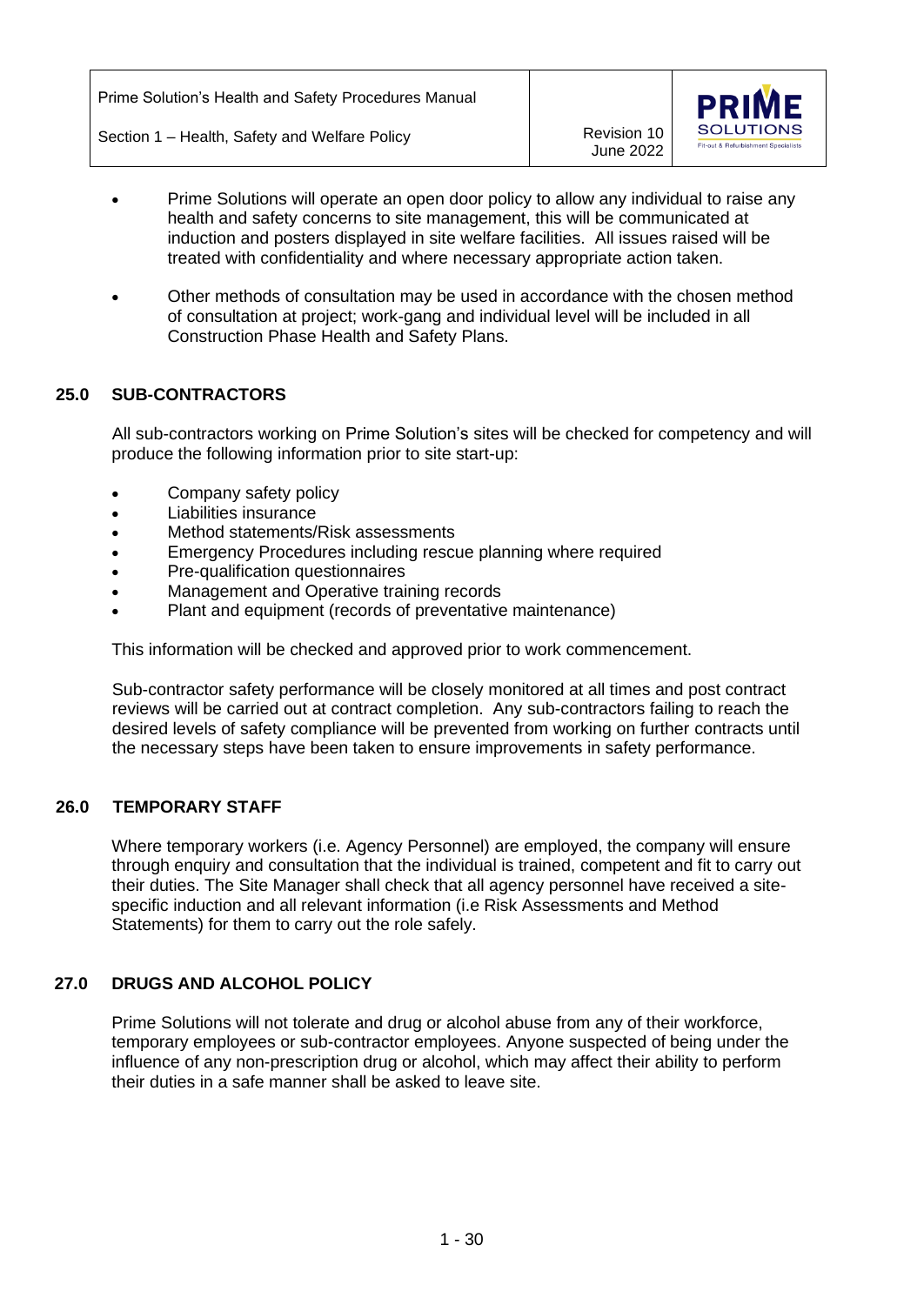- Prime Solutions will operate an open door policy to allow any individual to raise any health and safety concerns to site management, this will be communicated at induction and posters displayed in site welfare facilities. All issues raised will be treated with confidentiality and where necessary appropriate action taken.

- Other methods of consultation may be used in accordance with the chosen method of consultation at project; work-gang and individual level will be included in all Construction Phase Health and Safety Plans.

## 25.0 SUB-CONTRACTORS

All sub-contractors working on Prime Solution's sites will be checked for competency and will produce the following information prior to site start-up:

- Company safety policy
- Liabilities insurance
- Method statements/Risk assessments
- Emergency Procedures including rescue planning where required
- Pre-qualification questionnaires
- Management and Operative training records
- Plant and equipment (records of preventative maintenance)

This information will be checked and approved prior to work commencement.

Sub-contractor safety performance will be closely monitored at all times and post contract reviews will be carried out at contract completion. Any sub-contractors failing to reach the desired levels of safety compliance will be prevented from working on further contracts until the necessary steps have been taken to ensure improvements in safety performance.

## 26.0 TEMPORARY STAFF

Where temporary workers (i.e. Agency Personnel) are employed, the company will ensure through enquiry and consultation that the individual is trained, competent and fit to carry out their duties. The Site Manager shall check that all agency personnel have received a site-specific induction and all relevant information (i.e Risk Assessments and Method Statements) for them to carry out the role safely.

## 27.0 DRUGS AND ALCOHOL POLICY

Prime Solutions will not tolerate and drug or alcohol abuse from any of their workforce, temporary employees or sub-contractor employees. Anyone suspected of being under the influence of any non-prescription drug or alcohol, which may affect their ability to perform their duties in a safe manner shall be asked to leave site.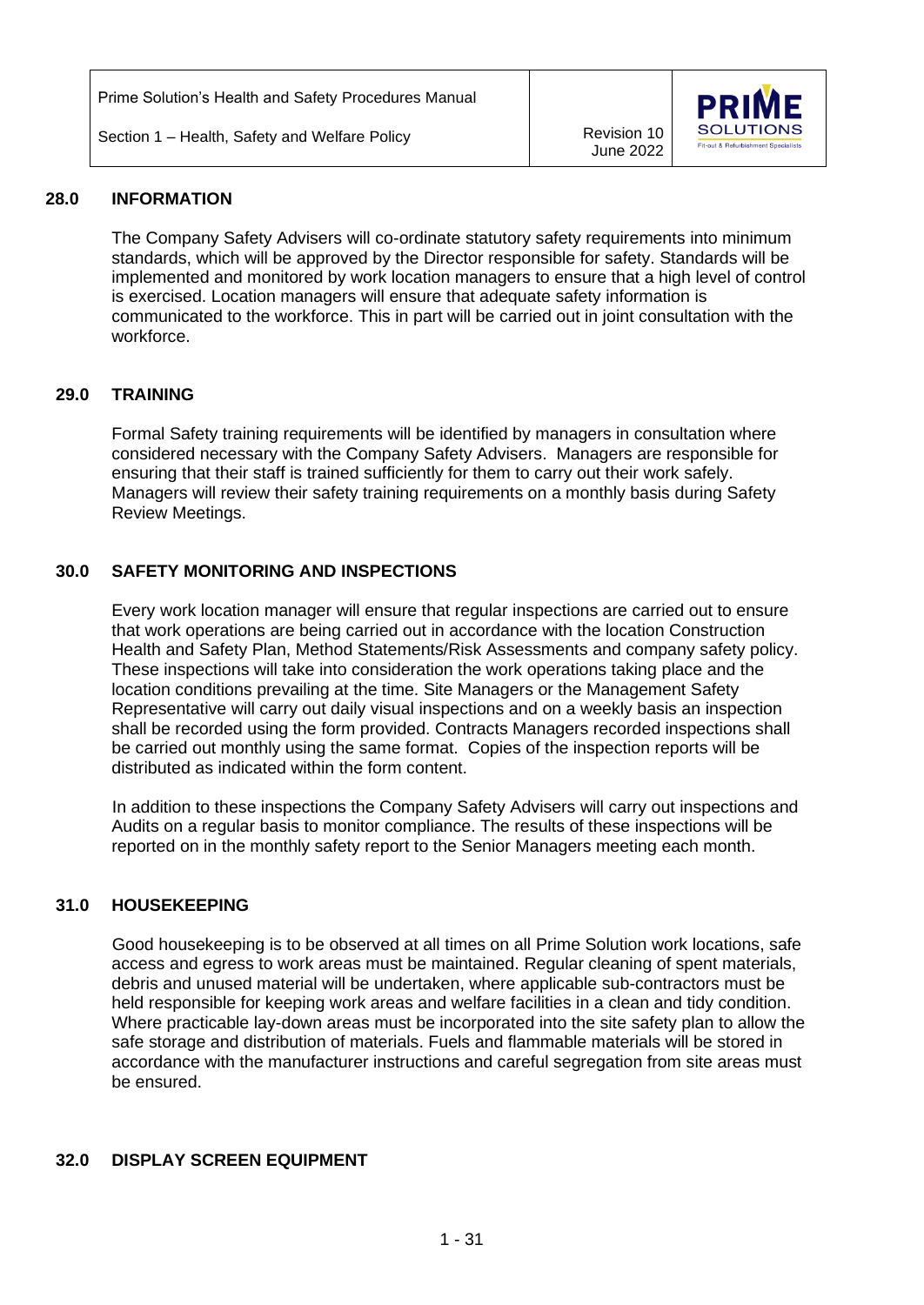## 28.0 INFORMATION

The Company Safety Advisers will co-ordinate statutory safety requirements into minimum standards, which will be approved by the Director responsible for safety. Standards will be implemented and monitored by work location managers to ensure that a high level of control is exercised. Location managers will ensure that adequate safety information is communicated to the workforce. This in part will be carried out in joint consultation with the workforce.

## 29.0 TRAINING

Formal Safety training requirements will be identified by managers in consultation where considered necessary with the Company Safety Advisers. Managers are responsible for ensuring that their staff is trained sufficiently for them to carry out their work safely. Managers will review their safety training requirements on a monthly basis during Safety Review Meetings.

## 30.0 SAFETY MONITORING AND INSPECTIONS

Every work location manager will ensure that regular inspections are carried out to ensure that work operations are being carried out in accordance with the location Construction Health and Safety Plan, Method Statements/Risk Assessments and company safety policy. These inspections will take into consideration the work operations taking place and the location conditions prevailing at the time. Site Managers or the Management Safety Representative will carry out daily visual inspections and on a weekly basis an inspection shall be recorded using the form provided. Contracts Managers recorded inspections shall be carried out monthly using the same format. Copies of the inspection reports will be distributed as indicated within the form content.

In addition to these inspections the Company Safety Advisers will carry out inspections and Audits on a regular basis to monitor compliance. The results of these inspections will be reported on in the monthly safety report to the Senior Managers meeting each month.

## 31.0 HOUSEKEEPING

Good housekeeping is to be observed at all times on all Prime Solution work locations, safe access and egress to work areas must be maintained. Regular cleaning of spent materials, debris and unused material will be undertaken, where applicable sub-contractors must be held responsible for keeping work areas and welfare facilities in a clean and tidy condition. Where practicable lay-down areas must be incorporated into the site safety plan to allow the safe storage and distribution of materials. Fuels and flammable materials will be stored in accordance with the manufacturer instructions and careful segregation from site areas must be ensured.

## 32.0 DISPLAY SCREEN EQUIPMENT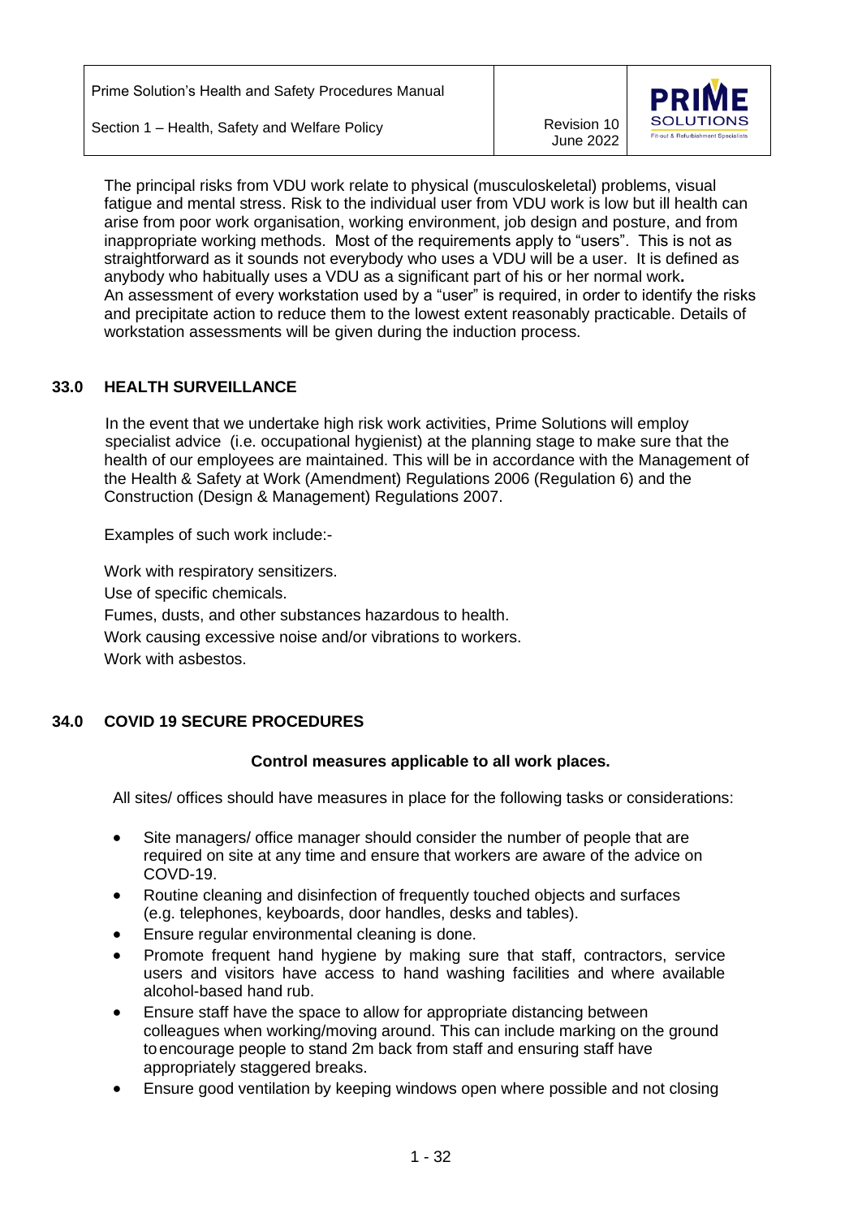The principal risks from VDU work relate to physical (musculoskeletal) problems, visual fatigue and mental stress. Risk to the individual user from VDU work is low but ill health can arise from poor work organisation, working environment, job design and posture, and from inappropriate working methods. Most of the requirements apply to "users". This is not as straightforward as it sounds not everybody who uses a VDU will be a user. It is defined as anybody who habitually uses a VDU as a significant part of his or her normal work**.** An assessment of every workstation used by a "user" is required, in order to identify the risks and precipitate action to reduce them to the lowest extent reasonably practicable. Details of workstation assessments will be given during the induction process.

## 33.0 HEALTH SURVEILLANCE

In the event that we undertake high risk work activities, Prime Solutions will employ specialist advice (i.e. occupational hygienist) at the planning stage to make sure that the health of our employees are maintained. This will be in accordance with the Management of the Health & Safety at Work (Amendment) Regulations 2006 (Regulation 6) and the Construction (Design & Management) Regulations 2007.

Examples of such work include:-

Work with respiratory sensitizers.
Use of specific chemicals.
Fumes, dusts, and other substances hazardous to health.
Work causing excessive noise and/or vibrations to workers.
Work with asbestos.

## 34.0 COVID 19 SECURE PROCEDURES

**Control measures applicable to all work places.**

All sites/ offices should have measures in place for the following tasks or considerations:

- Site managers/ office manager should consider the number of people that are required on site at any time and ensure that workers are aware of the advice on COVD-19.
- Routine cleaning and disinfection of frequently touched objects and surfaces (e.g. telephones, keyboards, door handles, desks and tables).
- Ensure regular environmental cleaning is done.
- Promote frequent hand hygiene by making sure that staff, contractors, service users and visitors have access to hand washing facilities and where available alcohol-based hand rub.
- Ensure staff have the space to allow for appropriate distancing between colleagues when working/moving around. This can include marking on the ground to encourage people to stand 2m back from staff and ensuring staff have appropriately staggered breaks.
- Ensure good ventilation by keeping windows open where possible and not closing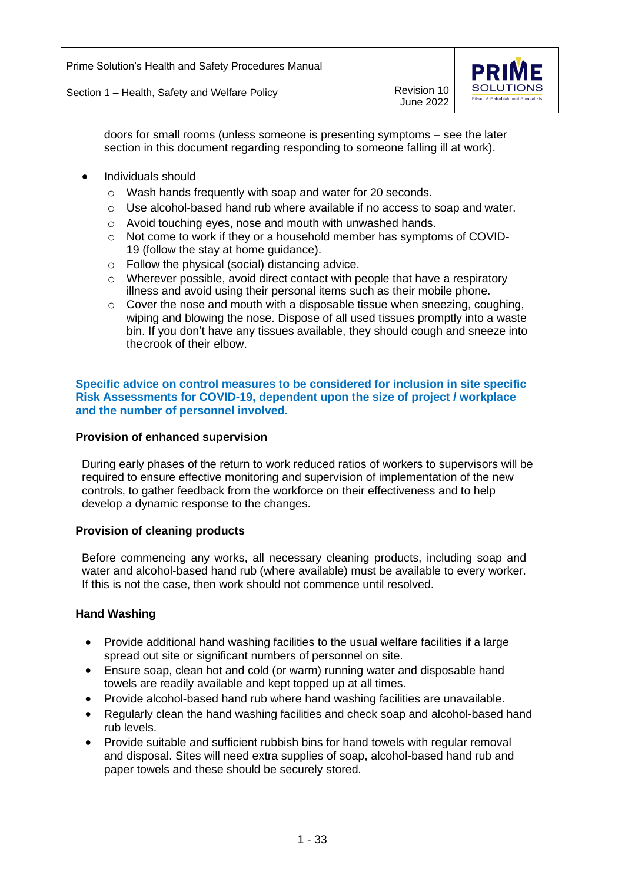doors for small rooms (unless someone is presenting symptoms – see the later section in this document regarding responding to someone falling ill at work).

- Individuals should
  - Wash hands frequently with soap and water for 20 seconds.
  - Use alcohol-based hand rub where available if no access to soap and water.
  - Avoid touching eyes, nose and mouth with unwashed hands.
  - Not come to work if they or a household member has symptoms of COVID-19 (follow the stay at home guidance).
  - Follow the physical (social) distancing advice.
  - Wherever possible, avoid direct contact with people that have a respiratory illness and avoid using their personal items such as their mobile phone.
  - Cover the nose and mouth with a disposable tissue when sneezing, coughing, wiping and blowing the nose. Dispose of all used tissues promptly into a waste bin. If you don't have any tissues available, they should cough and sneeze into the crook of their elbow.

**Specific advice on control measures to be considered for inclusion in site specific Risk Assessments for COVID-19, dependent upon the size of project / workplace and the number of personnel involved.**

**Provision of enhanced supervision**

During early phases of the return to work reduced ratios of workers to supervisors will be required to ensure effective monitoring and supervision of implementation of the new controls, to gather feedback from the workforce on their effectiveness and to help develop a dynamic response to the changes.

**Provision of cleaning products**

Before commencing any works, all necessary cleaning products, including soap and water and alcohol-based hand rub (where available) must be available to every worker. If this is not the case, then work should not commence until resolved.

**Hand Washing**

- Provide additional hand washing facilities to the usual welfare facilities if a large spread out site or significant numbers of personnel on site.
- Ensure soap, clean hot and cold (or warm) running water and disposable hand towels are readily available and kept topped up at all times.
- Provide alcohol-based hand rub where hand washing facilities are unavailable.
- Regularly clean the hand washing facilities and check soap and alcohol-based hand rub levels.
- Provide suitable and sufficient rubbish bins for hand towels with regular removal and disposal. Sites will need extra supplies of soap, alcohol-based hand rub and paper towels and these should be securely stored.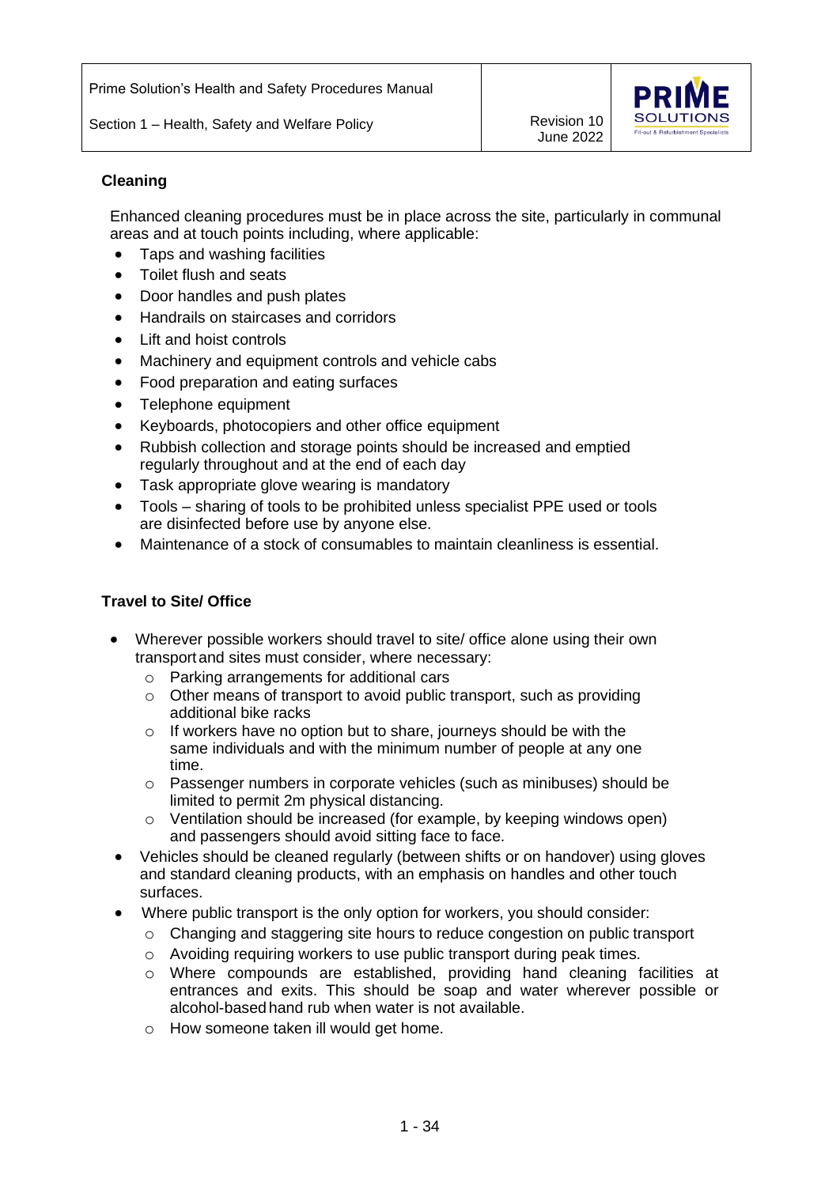## Cleaning

Enhanced cleaning procedures must be in place across the site, particularly in communal areas and at touch points including, where applicable:

- Taps and washing facilities
- Toilet flush and seats
- Door handles and push plates
- Handrails on staircases and corridors
- Lift and hoist controls
- Machinery and equipment controls and vehicle cabs
- Food preparation and eating surfaces
- Telephone equipment
- Keyboards, photocopiers and other office equipment
- Rubbish collection and storage points should be increased and emptied regularly throughout and at the end of each day
- Task appropriate glove wearing is mandatory
- Tools – sharing of tools to be prohibited unless specialist PPE used or tools are disinfected before use by anyone else.
- Maintenance of a stock of consumables to maintain cleanliness is essential.

## Travel to Site/ Office

- Wherever possible workers should travel to site/ office alone using their own transport and sites must consider, where necessary:
    - Parking arrangements for additional cars
    - Other means of transport to avoid public transport, such as providing additional bike racks
    - If workers have no option but to share, journeys should be with the same individuals and with the minimum number of people at any one time.
    - Passenger numbers in corporate vehicles (such as minibuses) should be limited to permit 2m physical distancing.
    - Ventilation should be increased (for example, by keeping windows open) and passengers should avoid sitting face to face.
- Vehicles should be cleaned regularly (between shifts or on handover) using gloves and standard cleaning products, with an emphasis on handles and other touch surfaces.
- Where public transport is the only option for workers, you should consider:
    - Changing and staggering site hours to reduce congestion on public transport
    - Avoiding requiring workers to use public transport during peak times.
    - Where compounds are established, providing hand cleaning facilities at entrances and exits. This should be soap and water wherever possible or alcohol-based hand rub when water is not available.
    - How someone taken ill would get home.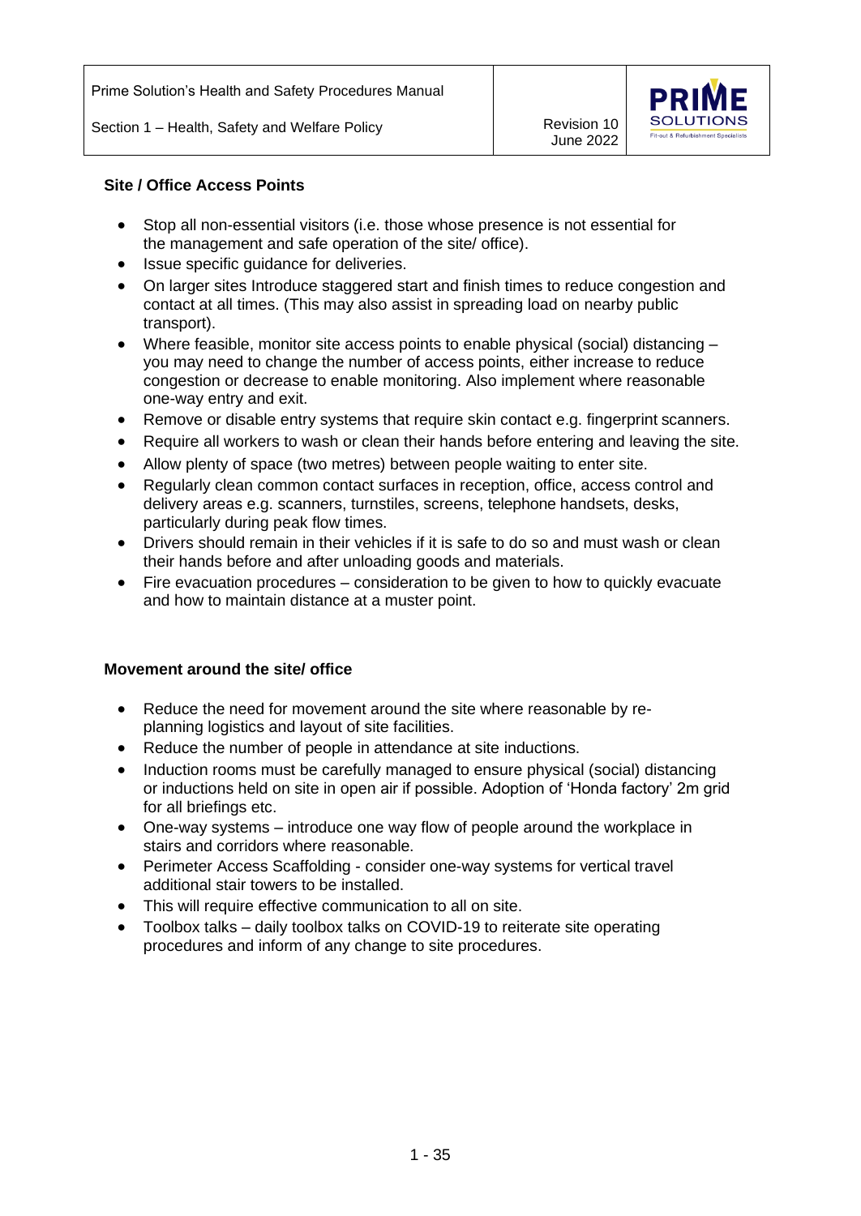### Site / Office Access Points

- Stop all non-essential visitors (i.e. those whose presence is not essential for the management and safe operation of the site/ office).
- Issue specific guidance for deliveries.
- On larger sites Introduce staggered start and finish times to reduce congestion and contact at all times. (This may also assist in spreading load on nearby public transport).
- Where feasible, monitor site access points to enable physical (social) distancing – you may need to change the number of access points, either increase to reduce congestion or decrease to enable monitoring. Also implement where reasonable one-way entry and exit.
- Remove or disable entry systems that require skin contact e.g. fingerprint scanners.
- Require all workers to wash or clean their hands before entering and leaving the site.
- Allow plenty of space (two metres) between people waiting to enter site.
- Regularly clean common contact surfaces in reception, office, access control and delivery areas e.g. scanners, turnstiles, screens, telephone handsets, desks, particularly during peak flow times.
- Drivers should remain in their vehicles if it is safe to do so and must wash or clean their hands before and after unloading goods and materials.
- Fire evacuation procedures – consideration to be given to how to quickly evacuate and how to maintain distance at a muster point.

### Movement around the site/ office

- Reduce the need for movement around the site where reasonable by re-planning logistics and layout of site facilities.
- Reduce the number of people in attendance at site inductions.
- Induction rooms must be carefully managed to ensure physical (social) distancing or inductions held on site in open air if possible. Adoption of 'Honda factory' 2m grid for all briefings etc.
- One-way systems – introduce one way flow of people around the workplace in stairs and corridors where reasonable.
- Perimeter Access Scaffolding - consider one-way systems for vertical travel additional stair towers to be installed.
- This will require effective communication to all on site.
- Toolbox talks – daily toolbox talks on COVID-19 to reiterate site operating procedures and inform of any change to site procedures.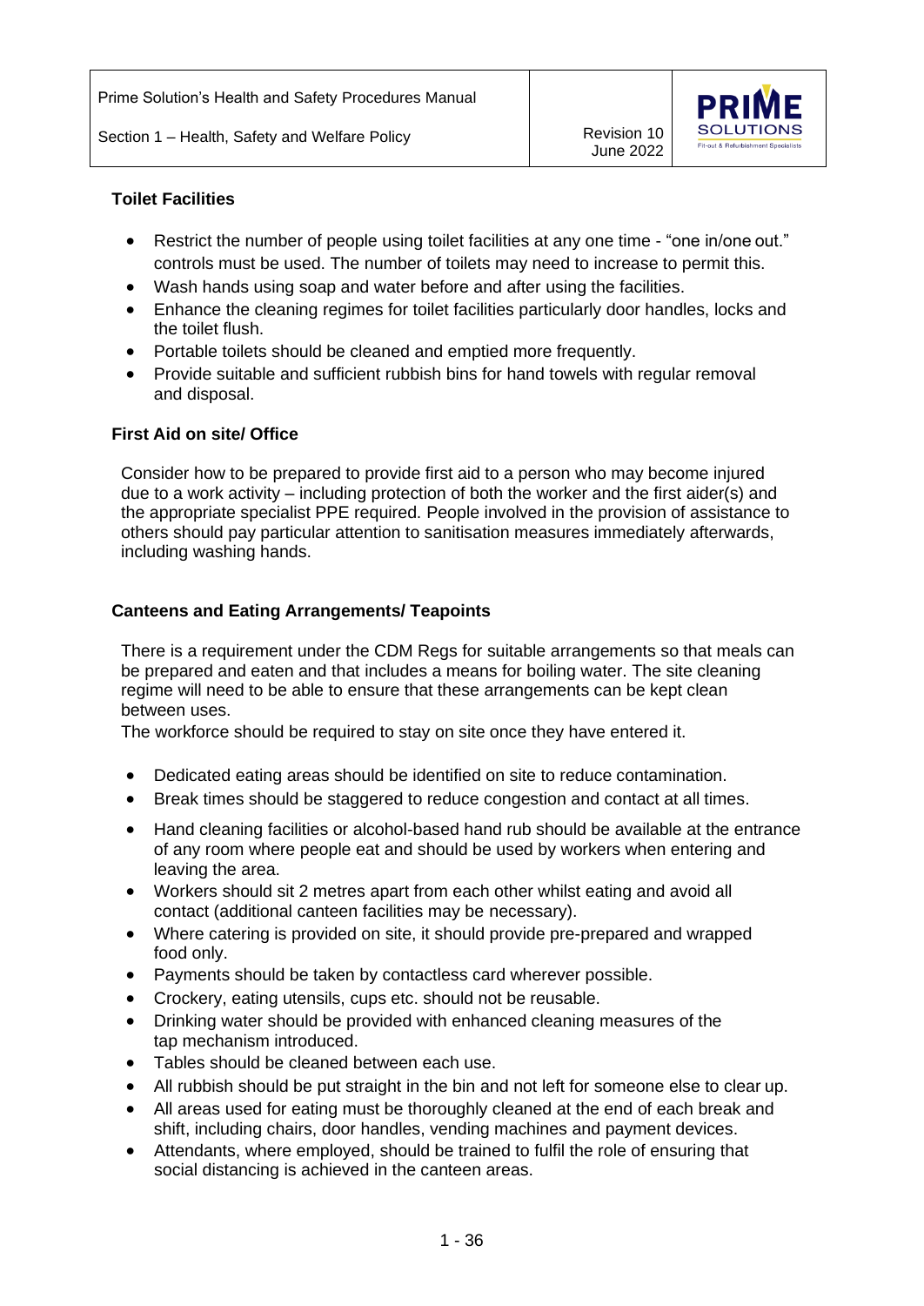### Toilet Facilities

- Restrict the number of people using toilet facilities at any one time - "one in/one out." controls must be used. The number of toilets may need to increase to permit this.
- Wash hands using soap and water before and after using the facilities.
- Enhance the cleaning regimes for toilet facilities particularly door handles, locks and the toilet flush.
- Portable toilets should be cleaned and emptied more frequently.
- Provide suitable and sufficient rubbish bins for hand towels with regular removal and disposal.

### First Aid on site/ Office

Consider how to be prepared to provide first aid to a person who may become injured due to a work activity – including protection of both the worker and the first aider(s) and the appropriate specialist PPE required. People involved in the provision of assistance to others should pay particular attention to sanitisation measures immediately afterwards, including washing hands.

### Canteens and Eating Arrangements/ Teapoints

There is a requirement under the CDM Regs for suitable arrangements so that meals can be prepared and eaten and that includes a means for boiling water. The site cleaning regime will need to be able to ensure that these arrangements can be kept clean between uses.
The workforce should be required to stay on site once they have entered it.

- Dedicated eating areas should be identified on site to reduce contamination.
- Break times should be staggered to reduce congestion and contact at all times.
- Hand cleaning facilities or alcohol-based hand rub should be available at the entrance of any room where people eat and should be used by workers when entering and leaving the area.
- Workers should sit 2 metres apart from each other whilst eating and avoid all contact (additional canteen facilities may be necessary).
- Where catering is provided on site, it should provide pre-prepared and wrapped food only.
- Payments should be taken by contactless card wherever possible.
- Crockery, eating utensils, cups etc. should not be reusable.
- Drinking water should be provided with enhanced cleaning measures of the tap mechanism introduced.
- Tables should be cleaned between each use.
- All rubbish should be put straight in the bin and not left for someone else to clear up.
- All areas used for eating must be thoroughly cleaned at the end of each break and shift, including chairs, door handles, vending machines and payment devices.
- Attendants, where employed, should be trained to fulfil the role of ensuring that social distancing is achieved in the canteen areas.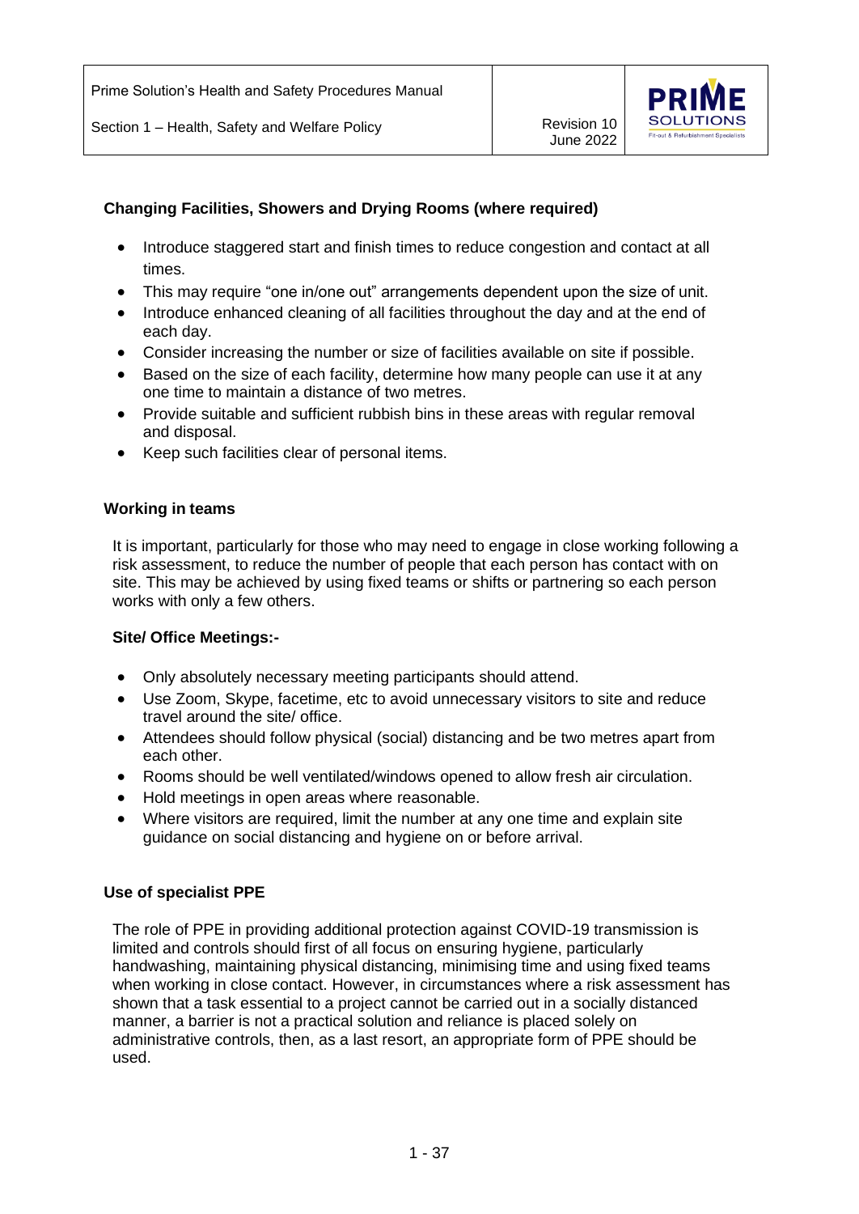### Changing Facilities, Showers and Drying Rooms (where required)

- Introduce staggered start and finish times to reduce congestion and contact at all times.
- This may require "one in/one out" arrangements dependent upon the size of unit.
- Introduce enhanced cleaning of all facilities throughout the day and at the end of each day.
- Consider increasing the number or size of facilities available on site if possible.
- Based on the size of each facility, determine how many people can use it at any one time to maintain a distance of two metres.
- Provide suitable and sufficient rubbish bins in these areas with regular removal and disposal.
- Keep such facilities clear of personal items.

### Working in teams

It is important, particularly for those who may need to engage in close working following a risk assessment, to reduce the number of people that each person has contact with on site. This may be achieved by using fixed teams or shifts or partnering so each person works with only a few others.

**Site/ Office Meetings:-**

- Only absolutely necessary meeting participants should attend.
- Use Zoom, Skype, facetime, etc to avoid unnecessary visitors to site and reduce travel around the site/ office.
- Attendees should follow physical (social) distancing and be two metres apart from each other.
- Rooms should be well ventilated/windows opened to allow fresh air circulation.
- Hold meetings in open areas where reasonable.
- Where visitors are required, limit the number at any one time and explain site guidance on social distancing and hygiene on or before arrival.

### Use of specialist PPE

The role of PPE in providing additional protection against COVID-19 transmission is limited and controls should first of all focus on ensuring hygiene, particularly handwashing, maintaining physical distancing, minimising time and using fixed teams when working in close contact. However, in circumstances where a risk assessment has shown that a task essential to a project cannot be carried out in a socially distanced manner, a barrier is not a practical solution and reliance is placed solely on administrative controls, then, as a last resort, an appropriate form of PPE should be used.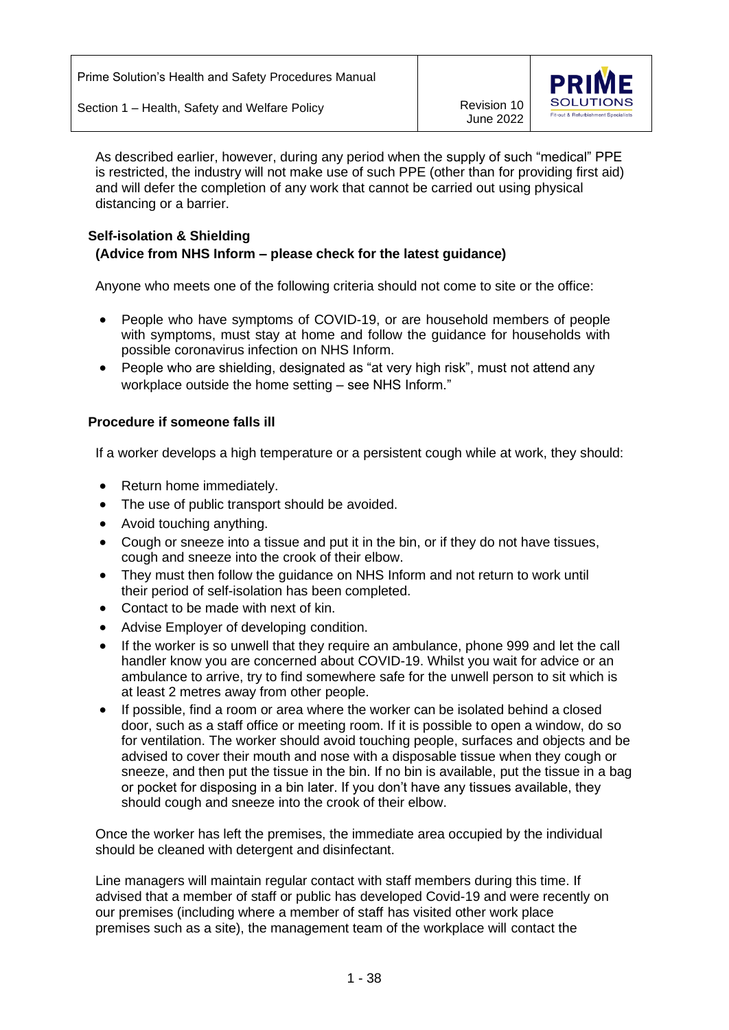As described earlier, however, during any period when the supply of such "medical" PPE is restricted, the industry will not make use of such PPE (other than for providing first aid) and will defer the completion of any work that cannot be carried out using physical distancing or a barrier.

**Self-isolation & Shielding**
**(Advice from NHS Inform – please check for the latest guidance)**

Anyone who meets one of the following criteria should not come to site or the office:

- People who have symptoms of COVID-19, or are household members of people with symptoms, must stay at home and follow the guidance for households with possible coronavirus infection on NHS Inform.
- People who are shielding, designated as "at very high risk", must not attend any workplace outside the home setting – see NHS Inform."

**Procedure if someone falls ill**

If a worker develops a high temperature or a persistent cough while at work, they should:

- Return home immediately.
- The use of public transport should be avoided.
- Avoid touching anything.
- Cough or sneeze into a tissue and put it in the bin, or if they do not have tissues, cough and sneeze into the crook of their elbow.
- They must then follow the guidance on NHS Inform and not return to work until their period of self-isolation has been completed.
- Contact to be made with next of kin.
- Advise Employer of developing condition.
- If the worker is so unwell that they require an ambulance, phone 999 and let the call handler know you are concerned about COVID-19. Whilst you wait for advice or an ambulance to arrive, try to find somewhere safe for the unwell person to sit which is at least 2 metres away from other people.
- If possible, find a room or area where the worker can be isolated behind a closed door, such as a staff office or meeting room. If it is possible to open a window, do so for ventilation. The worker should avoid touching people, surfaces and objects and be advised to cover their mouth and nose with a disposable tissue when they cough or sneeze, and then put the tissue in the bin. If no bin is available, put the tissue in a bag or pocket for disposing in a bin later. If you don't have any tissues available, they should cough and sneeze into the crook of their elbow.

Once the worker has left the premises, the immediate area occupied by the individual should be cleaned with detergent and disinfectant.

Line managers will maintain regular contact with staff members during this time. If advised that a member of staff or public has developed Covid-19 and were recently on our premises (including where a member of staff has visited other work place premises such as a site), the management team of the workplace will contact the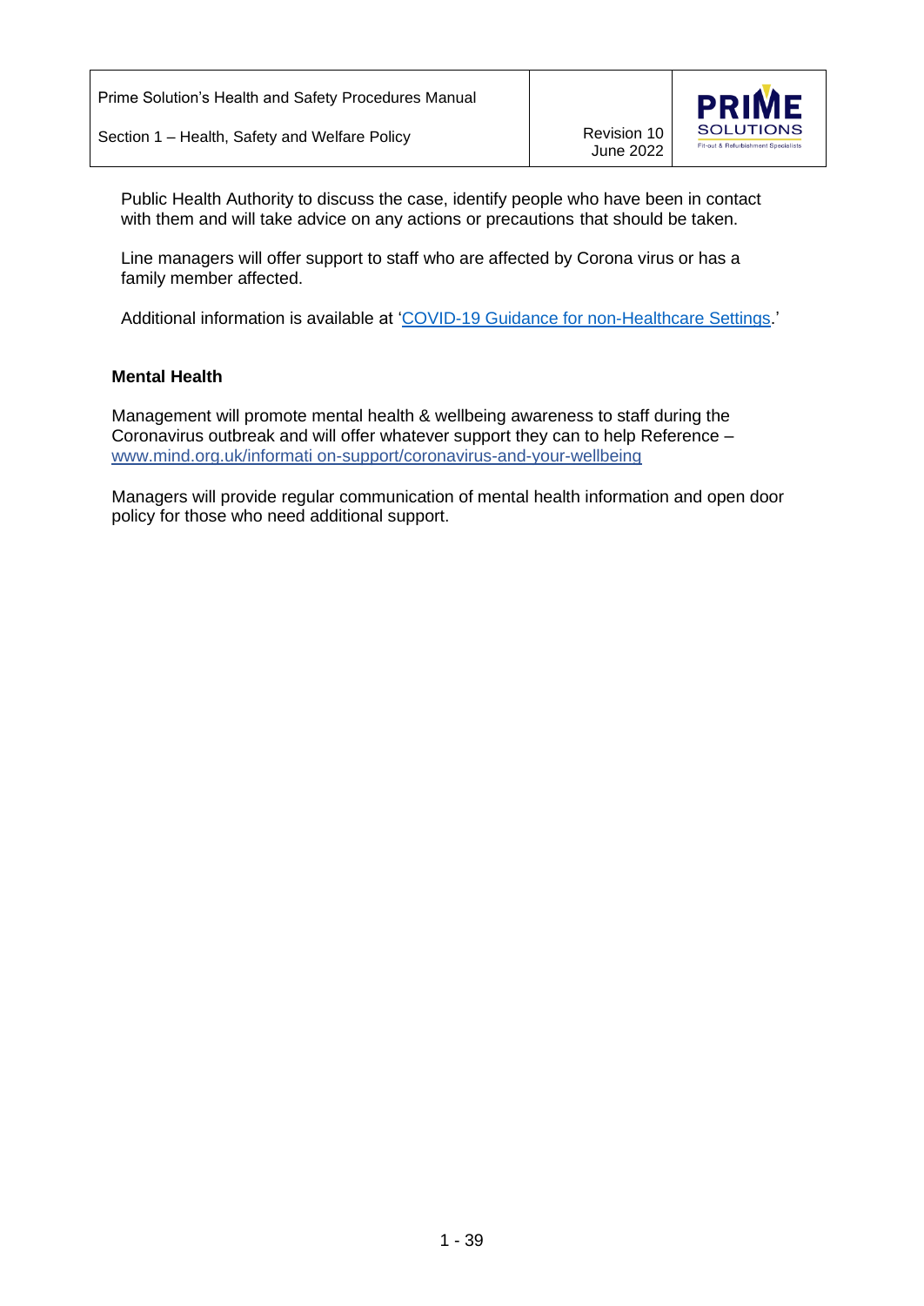Public Health Authority to discuss the case, identify people who have been in contact with them and will take advice on any actions or precautions that should be taken.

Line managers will offer support to staff who are affected by Corona virus or has a family member affected.

Additional information is available at 'COVID-19 Guidance for non-Healthcare Settings.'

**Mental Health**

Management will promote mental health & wellbeing awareness to staff during the Coronavirus outbreak and will offer whatever support they can to help Reference – www.mind.org.uk/informati on-support/coronavirus-and-your-wellbeing

Managers will provide regular communication of mental health information and open door policy for those who need additional support.